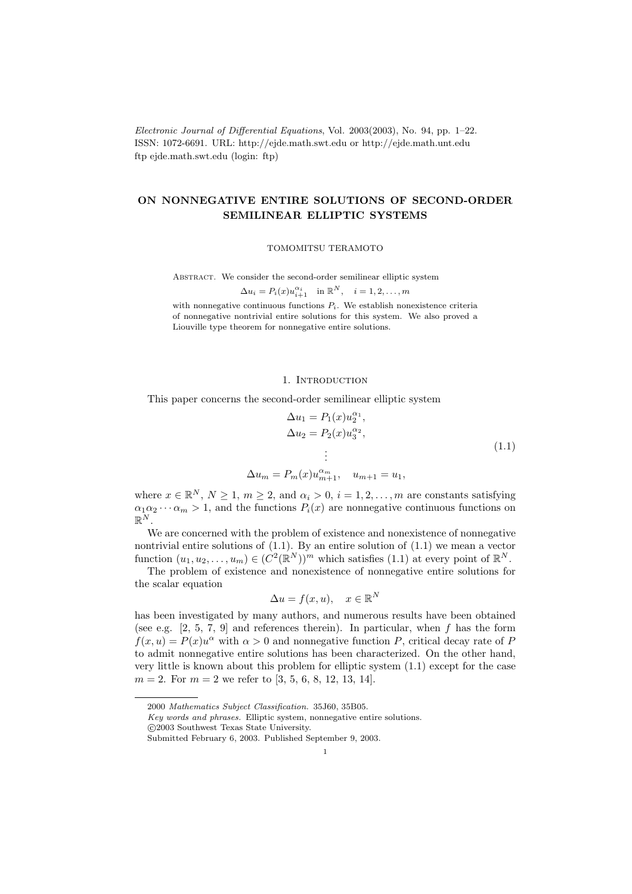# ON NONNEGATIVE ENTIRE SOLUTIONS OF SECOND-ORDER SEMILINEAR ELLIPTIC SYSTEMS

TOMOMITSU TERAMOTO

Abstract. We consider the second-order semilinear elliptic system

$$\Delta u_i = P_i(x) u_{i+1}^{\alpha_i} \quad \text{in } \mathbb{R}^N, \quad i = 1, 2, \dots, m$$

with nonnegative continuous functions $P_i$. We establish nonexistence criteria of nonnegative nontrivial entire solutions for this system. We also proved a Liouville type theorem for nonnegative entire solutions.

## 1. Introduction

This paper concerns the second-order semilinear elliptic system

$$\begin{aligned}
\Delta u_1 &= P_1(x) u_2^{\alpha_1}, \\
\Delta u_2 &= P_2(x) u_3^{\alpha_2}, \\
&\vdots \\
\Delta u_m &= P_m(x) u_{m+1}^{\alpha_m}, \quad u_{m+1} = u_1,
\end{aligned} \tag{1.1}$$

where $x \in \mathbb{R}^N$, $N \geq 1$, $m \geq 2$, and $\alpha_i > 0$, $i = 1, 2, \dots, m$ are constants satisfying $\alpha_1 \alpha_2 \cdots \alpha_m > 1$, and the functions $P_i(x)$ are nonnegative continuous functions on $\mathbb{R}^N$.

We are concerned with the problem of existence and nonexistence of nonnegative nontrivial entire solutions of (1.1). By an entire solution of (1.1) we mean a vector function $(u_1, u_2, \dots, u_m) \in (C^2(\mathbb{R}^N))^m$ which satisfies (1.1) at every point of $\mathbb{R}^N$.

The problem of existence and nonexistence of nonnegative entire solutions for the scalar equation

$$\Delta u = f(x, u), \quad x \in \mathbb{R}^N$$

has been investigated by many authors, and numerous results have been obtained (see e.g. [2, 5, 7, 9] and references therein). In particular, when $f$ has the form $f(x, u) = P(x) u^\alpha$ with $\alpha > 0$ and nonnegative function $P$, critical decay rate of $P$ to admit nonnegative entire solutions has been characterized. On the other hand, very little is known about this problem for elliptic system (1.1) except for the case $m = 2$. For $m = 2$ we refer to [3, 5, 6, 8, 12, 13, 14].

---

2000 *Mathematics Subject Classification.* 35J60, 35B05.

*Key words and phrases.* Elliptic system, nonnegative entire solutions.

©2003 Southwest Texas State University.

Submitted February 6, 2003. Published September 9, 2003.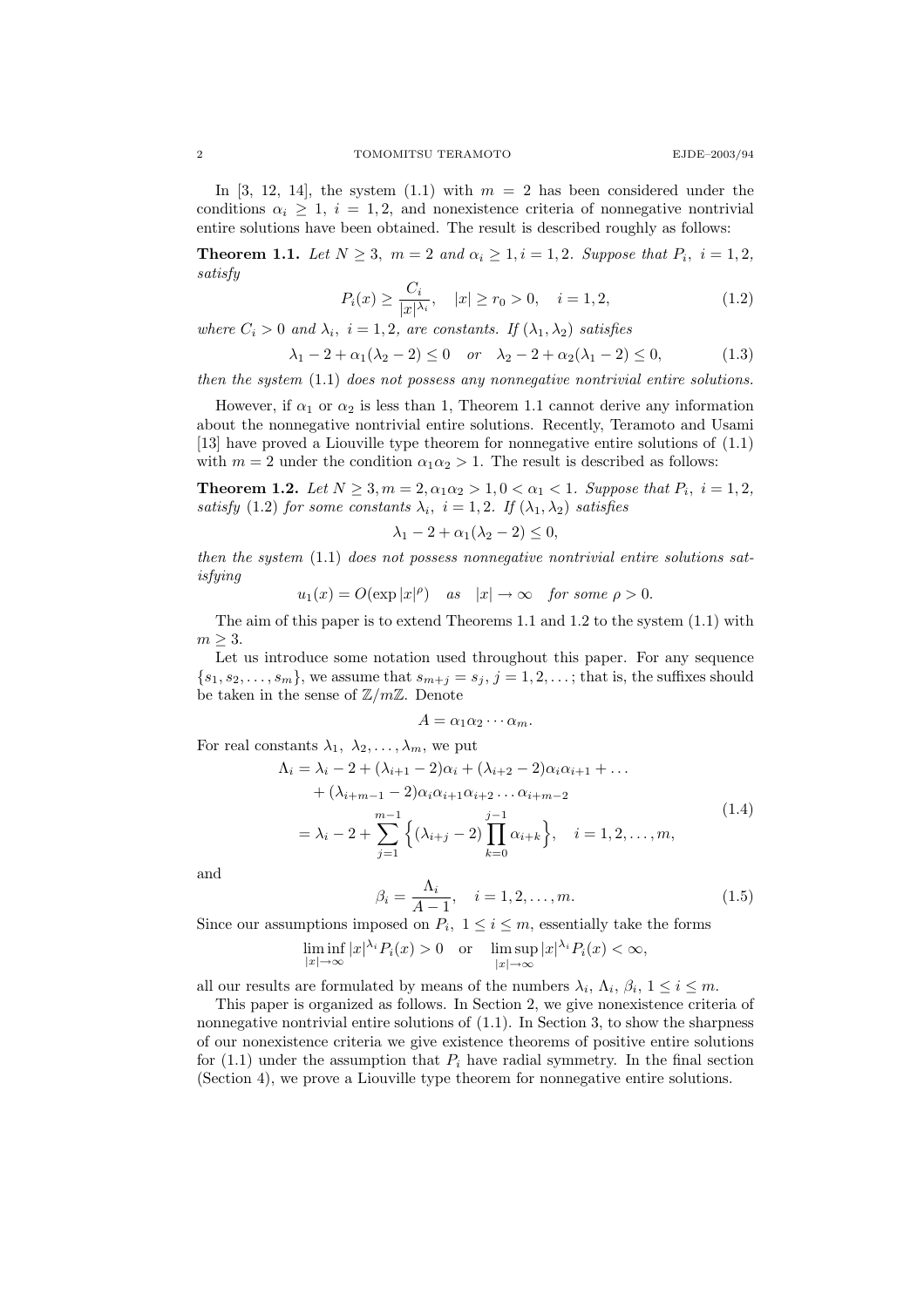In [3, 12, 14], the system (1.1) with $m = 2$ has been considered under the conditions $\alpha_i \ge 1$, $i = 1, 2$, and nonexistence criteria of nonnegative nontrivial entire solutions have been obtained. The result is described roughly as follows:

**Theorem 1.1.** *Let $N \ge 3$, $m = 2$ and $\alpha_i \ge 1, i = 1, 2$. Suppose that $P_i$, $i = 1, 2$, satisfy*

$$P_i(x) \ge \frac{C_i}{|x|^{\lambda_i}}, \quad |x| \ge r_0 > 0, \quad i = 1, 2, \tag{1.2}$$

*where $C_i > 0$ and $\lambda_i$, $i = 1, 2$, are constants. If $(\lambda_1, \lambda_2)$ satisfies*

$$\lambda_1 - 2 + \alpha_1(\lambda_2 - 2) \le 0 \quad or \quad \lambda_2 - 2 + \alpha_2(\lambda_1 - 2) \le 0, \tag{1.3}$$

*then the system* (1.1) *does not possess any nonnegative nontrivial entire solutions.*

However, if $\alpha_1$ or $\alpha_2$ is less than 1, Theorem 1.1 cannot derive any information about the nonnegative nontrivial entire solutions. Recently, Teramoto and Usami [13] have proved a Liouville type theorem for nonnegative entire solutions of (1.1) with $m = 2$ under the condition $\alpha_1\alpha_2 > 1$. The result is described as follows:

**Theorem 1.2.** *Let $N \ge 3, m = 2, \alpha_1\alpha_2 > 1, 0 < \alpha_1 < 1$. Suppose that $P_i$, $i = 1, 2$, satisfy* (1.2) *for some constants $\lambda_i$, $i = 1, 2$. If $(\lambda_1, \lambda_2)$ satisfies*

$$\lambda_1 - 2 + \alpha_1(\lambda_2 - 2) \le 0,$$

*then the system* (1.1) *does not possess nonnegative nontrivial entire solutions satisfying*

$$u_1(x) = O(\exp|x|^\rho) \quad as \quad |x| \to \infty \quad for\ some\ \rho > 0.$$

The aim of this paper is to extend Theorems 1.1 and 1.2 to the system (1.1) with $m \ge 3$.

Let us introduce some notation used throughout this paper. For any sequence $\{s_1, s_2, \dots, s_m\}$, we assume that $s_{m+j} = s_j$, $j = 1, 2, \dots$; that is, the suffixes should be taken in the sense of $\mathbb{Z}/m\mathbb{Z}$. Denote

$$A = \alpha_1\alpha_2 \cdots \alpha_m.$$

For real constants $\lambda_1, \ \lambda_2, \dots, \lambda_m$, we put

$$\begin{aligned}
\Lambda_i &= \lambda_i - 2 + (\lambda_{i+1} - 2)\alpha_i + (\lambda_{i+2} - 2)\alpha_i\alpha_{i+1} + \dots \\
&\quad + (\lambda_{i+m-1} - 2)\alpha_i\alpha_{i+1}\alpha_{i+2}\dots\alpha_{i+m-2} \\
&= \lambda_i - 2 + \sum_{j=1}^{m-1} \Big\{ (\lambda_{i+j} - 2) \prod_{k=0}^{j-1} \alpha_{i+k} \Big\}, \quad i = 1, 2, \dots, m,
\end{aligned} \tag{1.4}$$

and

$$\beta_i = \frac{\Lambda_i}{A - 1}, \quad i = 1, 2, \dots, m. \tag{1.5}$$

Since our assumptions imposed on $P_i$, $1 \le i \le m$, essentially take the forms

$$\liminf_{|x|\to\infty} |x|^{\lambda_i} P_i(x) > 0 \quad \text{or} \quad \limsup_{|x|\to\infty} |x|^{\lambda_i} P_i(x) < \infty,$$

all our results are formulated by means of the numbers $\lambda_i$, $\Lambda_i$, $\beta_i$, $1 \le i \le m$.

This paper is organized as follows. In Section 2, we give nonexistence criteria of nonnegative nontrivial entire solutions of (1.1). In Section 3, to show the sharpness of our nonexistence criteria we give existence theorems of positive entire solutions for (1.1) under the assumption that $P_i$ have radial symmetry. In the final section (Section 4), we prove a Liouville type theorem for nonnegative entire solutions.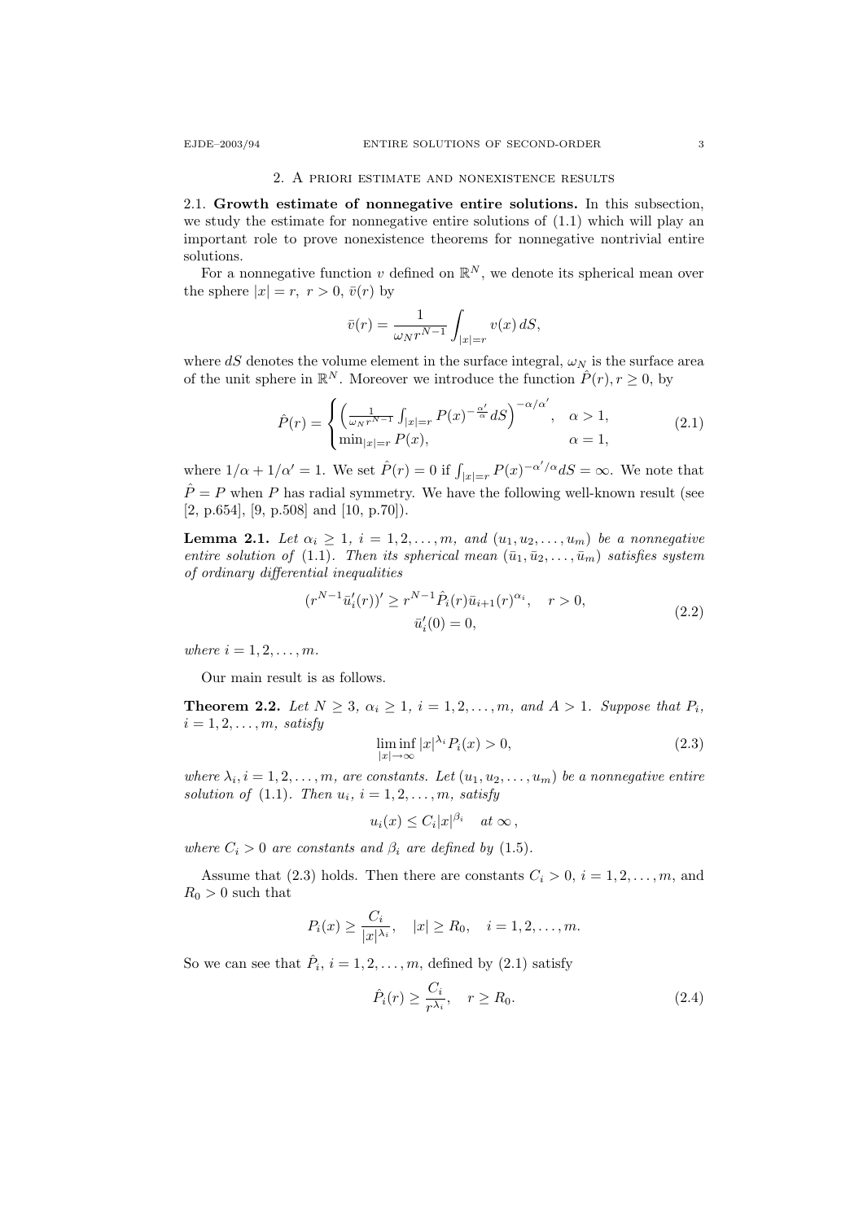## 2. A priori estimate and nonexistence results

**2.1. Growth estimate of nonnegative entire solutions.** In this subsection, we study the estimate for nonnegative entire solutions of (1.1) which will play an important role to prove nonexistence theorems for nonnegative nontrivial entire solutions.

For a nonnegative function $v$ defined on $\mathbb{R}^N$, we denote its spherical mean over the sphere $|x| = r$, $r > 0$, $\bar{v}(r)$ by

$$\bar{v}(r) = \frac{1}{\omega_N r^{N-1}} \int_{|x|=r} v(x)\, dS,$$

where $dS$ denotes the volume element in the surface integral, $\omega_N$ is the surface area of the unit sphere in $\mathbb{R}^N$. Moreover we introduce the function $\hat{P}(r), r \geq 0$, by

$$\hat{P}(r) = \begin{cases} \left( \frac{1}{\omega_N r^{N-1}} \int_{|x|=r} P(x)^{-\frac{\alpha'}{\alpha}} dS \right)^{-\alpha/\alpha'}, & \alpha > 1, \\ \min_{|x|=r} P(x), & \alpha = 1, \end{cases} \tag{2.1}$$

where $1/\alpha + 1/\alpha' = 1$. We set $\hat{P}(r) = 0$ if $\int_{|x|=r} P(x)^{-\alpha'/\alpha} dS = \infty$. We note that $\hat{P} = P$ when $P$ has radial symmetry. We have the following well-known result (see [2, p.654], [9, p.508] and [10, p.70]).

**Lemma 2.1.** *Let $\alpha_i \geq 1$, $i = 1, 2, \dots, m$, and $(u_1, u_2, \dots, u_m)$ be a nonnegative entire solution of* (1.1)*. Then its spherical mean $(\bar{u}_1, \bar{u}_2, \dots, \bar{u}_m)$ satisfies system of ordinary differential inequalities*

$$\begin{gathered} (r^{N-1}\bar{u}_i'(r))' \geq r^{N-1}\hat{P}_i(r)\bar{u}_{i+1}(r)^{\alpha_i}, \quad r > 0, \\ \bar{u}_i'(0) = 0, \end{gathered} \tag{2.2}$$

*where $i = 1, 2, \dots, m$.*

Our main result is as follows.

**Theorem 2.2.** *Let $N \geq 3$, $\alpha_i \geq 1$, $i = 1, 2, \dots, m$, and $A > 1$. Suppose that $P_i$, $i = 1, 2, \dots, m$, satisfy*

$$\liminf_{|x| \to \infty} |x|^{\lambda_i} P_i(x) > 0, \tag{2.3}$$

*where $\lambda_i, i = 1, 2, \dots, m$, are constants. Let $(u_1, u_2, \dots, u_m)$ be a nonnegative entire solution of* (1.1)*. Then $u_i$, $i = 1, 2, \dots, m$, satisfy*

$$u_i(x) \leq C_i |x|^{\beta_i} \quad at\ \infty\,,$$

*where $C_i > 0$ are constants and $\beta_i$ are defined by* (1.5)*.*

Assume that (2.3) holds. Then there are constants $C_i > 0$, $i = 1, 2, \dots, m$, and $R_0 > 0$ such that

$$P_i(x) \geq \frac{C_i}{|x|^{\lambda_i}}, \quad |x| \geq R_0, \quad i = 1, 2, \dots, m.$$

So we can see that $\hat{P}_i$, $i = 1, 2, \dots, m$, defined by (2.1) satisfy

$$\hat{P}_i(r) \geq \frac{C_i}{r^{\lambda_i}}, \quad r \geq R_0. \tag{2.4}$$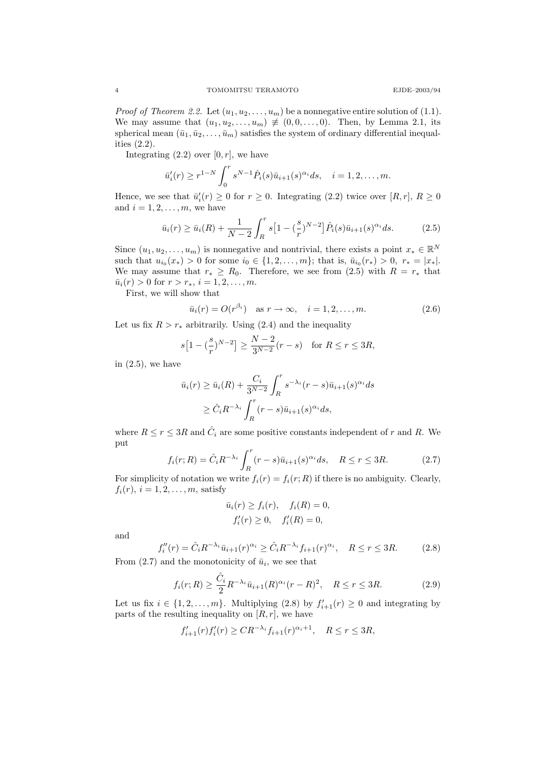*Proof of Theorem 2.2.* Let $(u_1, u_2, \dots, u_m)$ be a nonnegative entire solution of (1.1). We may assume that $(u_1, u_2, \dots, u_m) \not\equiv (0, 0, \dots, 0)$. Then, by Lemma 2.1, its spherical mean $(\bar{u}_1, \bar{u}_2, \dots, \bar{u}_m)$ satisfies the system of ordinary differential inequalities (2.2).

Integrating (2.2) over $[0, r]$, we have

$$\bar{u}_i'(r) \geq r^{1-N} \int_0^r s^{N-1} \hat{P}_i(s) \bar{u}_{i+1}(s)^{\alpha_i} ds, \quad i = 1, 2, \dots, m.$$

Hence, we see that $\bar{u}_i'(r) \geq 0$ for $r \geq 0$. Integrating (2.2) twice over $[R, r]$, $R \geq 0$ and $i = 1, 2, \dots, m$, we have

$$\bar{u}_i(r) \geq \bar{u}_i(R) + \frac{1}{N-2} \int_R^r s\big[1 - (\frac{s}{r})^{N-2}\big] \hat{P}_i(s) \bar{u}_{i+1}(s)^{\alpha_i} ds. \tag{2.5}$$

Since $(u_1, u_2, \dots, u_m)$ is nonnegative and nontrivial, there exists a point $x_* \in \mathbb{R}^N$ such that $u_{i_0}(x_*) > 0$ for some $i_0 \in \{1, 2, \dots, m\}$; that is, $\bar{u}_{i_0}(r_*) > 0$, $r_* = |x_*|$. We may assume that $r_* \geq R_0$. Therefore, we see from (2.5) with $R = r_*$ that $\bar{u}_i(r) > 0$ for $r > r_*$, $i = 1, 2, \dots, m$.

First, we will show that

$$\bar{u}_i(r) = O(r^{\beta_i}) \quad \text{as } r \to \infty, \quad i = 1, 2, \dots, m. \tag{2.6}$$

Let us fix $R > r_*$ arbitrarily. Using (2.4) and the inequality

$$s\big[1 - (\frac{s}{r})^{N-2}\big] \geq \frac{N-2}{3^{N-2}}(r - s) \quad \text{for } R \leq r \leq 3R,$$

in (2.5), we have

$$\begin{aligned}
\bar{u}_i(r) &\geq \bar{u}_i(R) + \frac{C_i}{3^{N-2}} \int_R^r s^{-\lambda_i} (r - s) \bar{u}_{i+1}(s)^{\alpha_i} ds \\
&\geq \hat{C}_i R^{-\lambda_i} \int_R^r (r - s) \bar{u}_{i+1}(s)^{\alpha_i} ds,
\end{aligned}$$

where $R \leq r \leq 3R$ and $\hat{C}_i$ are some positive constants independent of $r$ and $R$. We put

$$f_i(r; R) = \hat{C}_i R^{-\lambda_i} \int_R^r (r - s) \bar{u}_{i+1}(s)^{\alpha_i} ds, \quad R \leq r \leq 3R. \tag{2.7}$$

For simplicity of notation we write $f_i(r) = f_i(r; R)$ if there is no ambiguity. Clearly, $f_i(r)$, $i = 1, 2, \dots, m$, satisfy

$$\begin{gathered}
\bar{u}_i(r) \geq f_i(r), \quad f_i(R) = 0, \\
f_i'(r) \geq 0, \quad f_i'(R) = 0,
\end{gathered}$$

and

$$f_i''(r) = \hat{C}_i R^{-\lambda_i} \bar{u}_{i+1}(r)^{\alpha_i} \geq \hat{C}_i R^{-\lambda_i} f_{i+1}(r)^{\alpha_i}, \quad R \leq r \leq 3R. \tag{2.8}$$

From (2.7) and the monotonicity of $\bar{u}_i$, we see that

$$f_i(r; R) \geq \frac{\hat{C}_i}{2} R^{-\lambda_i} \bar{u}_{i+1}(R)^{\alpha_i} (r - R)^2, \quad R \leq r \leq 3R. \tag{2.9}$$

Let us fix $i \in \{1, 2, \dots, m\}$. Multiplying (2.8) by $f_{i+1}'(r) \geq 0$ and integrating by parts of the resulting inequality on $[R, r]$, we have

$$f_{i+1}'(r) f_i'(r) \geq C R^{-\lambda_i} f_{i+1}(r)^{\alpha_i + 1}, \quad R \leq r \leq 3R,$$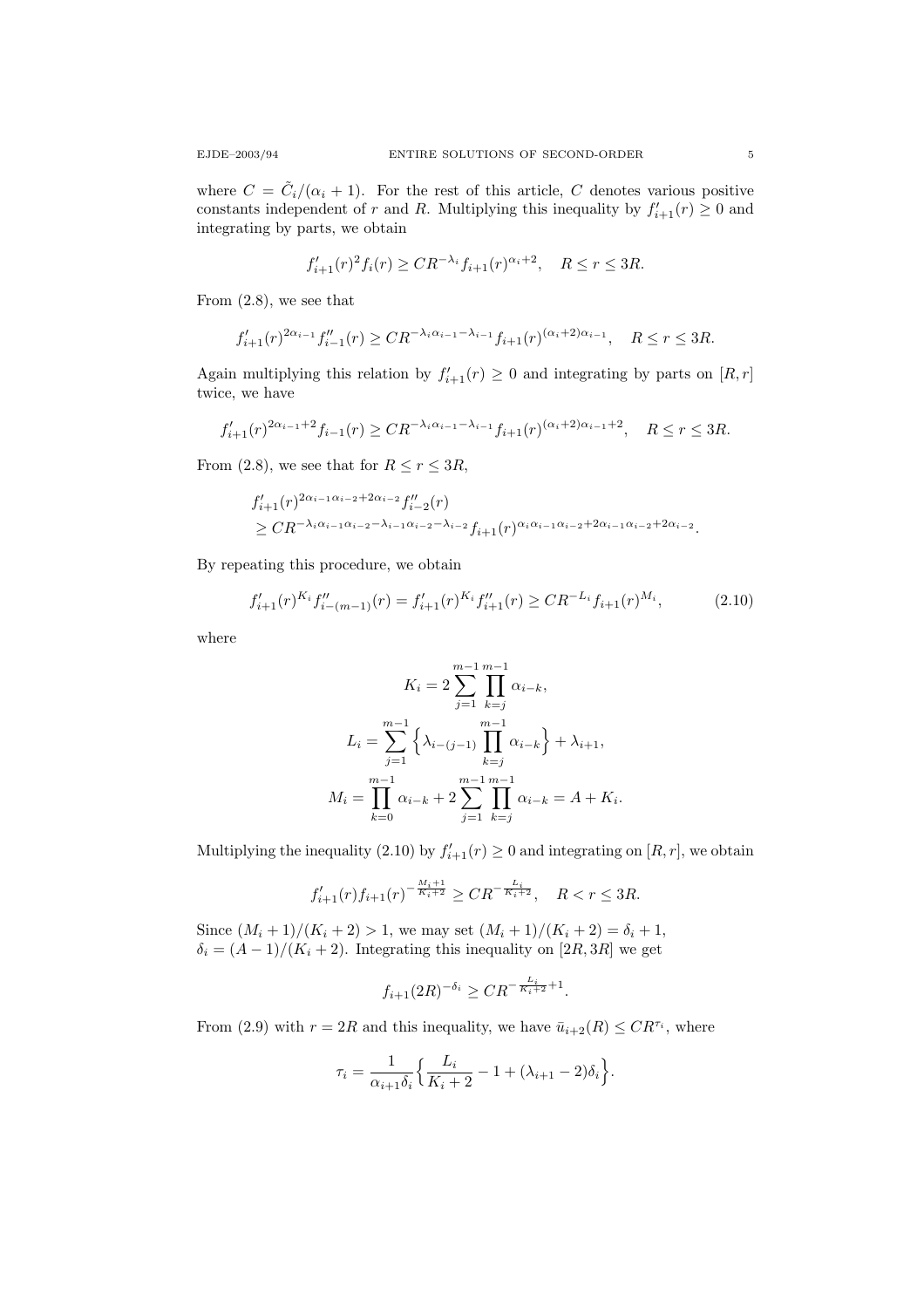where $C = \tilde{C}_i/(\alpha_i + 1)$. For the rest of this article, $C$ denotes various positive constants independent of $r$ and $R$. Multiplying this inequality by $f'_{i+1}(r) \geq 0$ and integrating by parts, we obtain

$$f'_{i+1}(r)^2 f_i(r) \geq CR^{-\lambda_i} f_{i+1}(r)^{\alpha_i+2}, \quad R \leq r \leq 3R.$$

From (2.8), we see that

$$f'_{i+1}(r)^{2\alpha_{i-1}} f''_{i-1}(r) \geq CR^{-\lambda_i\alpha_{i-1}-\lambda_{i-1}} f_{i+1}(r)^{(\alpha_i+2)\alpha_{i-1}}, \quad R \leq r \leq 3R.$$

Again multiplying this relation by $f'_{i+1}(r) \geq 0$ and integrating by parts on $[R, r]$ twice, we have

$$f'_{i+1}(r)^{2\alpha_{i-1}+2} f_{i-1}(r) \geq CR^{-\lambda_i\alpha_{i-1}-\lambda_{i-1}} f_{i+1}(r)^{(\alpha_i+2)\alpha_{i-1}+2}, \quad R \leq r \leq 3R.$$

From (2.8), we see that for $R \leq r \leq 3R$,

$$\begin{aligned}
&f'_{i+1}(r)^{2\alpha_{i-1}\alpha_{i-2}+2\alpha_{i-2}} f''_{i-2}(r) \\
&\geq CR^{-\lambda_i\alpha_{i-1}\alpha_{i-2}-\lambda_{i-1}\alpha_{i-2}-\lambda_{i-2}} f_{i+1}(r)^{\alpha_i\alpha_{i-1}\alpha_{i-2}+2\alpha_{i-1}\alpha_{i-2}+2\alpha_{i-2}}.
\end{aligned}$$

By repeating this procedure, we obtain

$$f'_{i+1}(r)^{K_i} f''_{i-(m-1)}(r) = f'_{i+1}(r)^{K_i} f''_{i+1}(r) \geq CR^{-L_i} f_{i+1}(r)^{M_i}, \tag{2.10}$$

where

$$\begin{gathered}
K_i = 2\sum_{j=1}^{m-1}\prod_{k=j}^{m-1}\alpha_{i-k}, \\
L_i = \sum_{j=1}^{m-1}\Big\{\lambda_{i-(j-1)}\prod_{k=j}^{m-1}\alpha_{i-k}\Big\} + \lambda_{i+1}, \\
M_i = \prod_{k=0}^{m-1}\alpha_{i-k} + 2\sum_{j=1}^{m-1}\prod_{k=j}^{m-1}\alpha_{i-k} = A + K_i.
\end{gathered}$$

Multiplying the inequality (2.10) by $f'_{i+1}(r) \geq 0$ and integrating on $[R, r]$, we obtain

$$f'_{i+1}(r) f_{i+1}(r)^{-\frac{M_i+1}{K_i+2}} \geq CR^{-\frac{L_i}{K_i+2}}, \quad R < r \leq 3R.$$

Since $(M_i + 1)/(K_i + 2) > 1$, we may set $(M_i + 1)/(K_i + 2) = \delta_i + 1$, $\delta_i = (A - 1)/(K_i + 2)$. Integrating this inequality on $[2R, 3R]$ we get

$$f_{i+1}(2R)^{-\delta_i} \geq CR^{-\frac{L_i}{K_i+2}+1}.$$

From (2.9) with $r = 2R$ and this inequality, we have $\bar{u}_{i+2}(R) \leq CR^{\tau_i}$, where

$$\tau_i = \frac{1}{\alpha_{i+1}\delta_i}\Big\{\frac{L_i}{K_i+2} - 1 + (\lambda_{i+1} - 2)\delta_i\Big\}.$$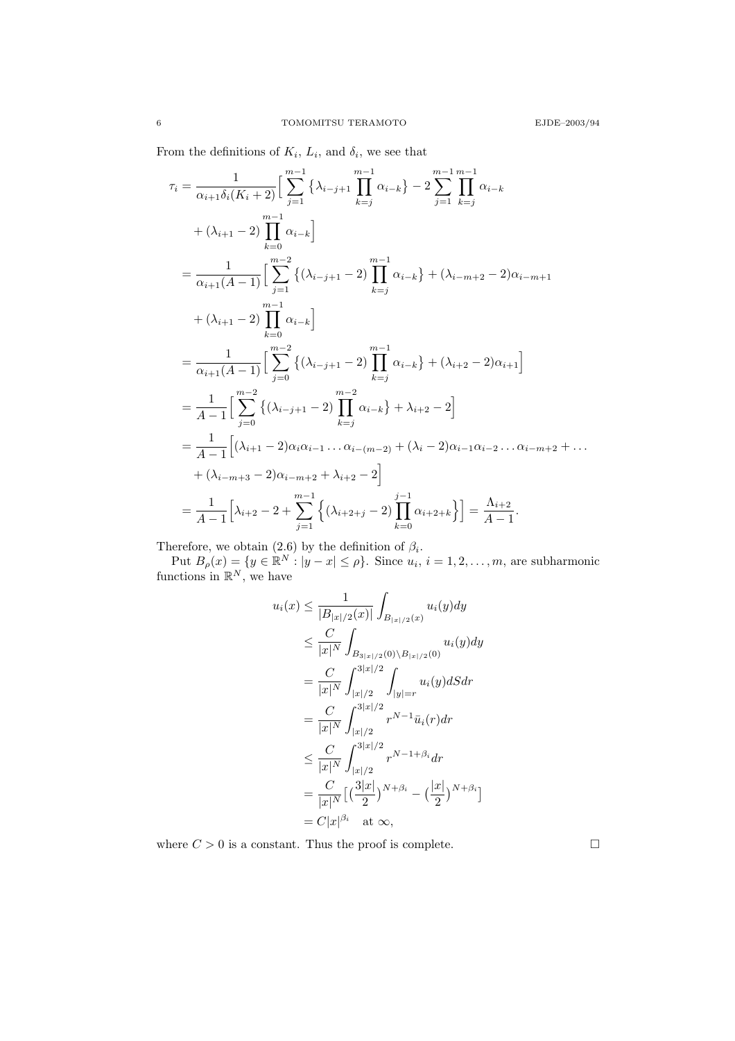From the definitions of $K_i$, $L_i$, and $\delta_i$, we see that

$$
\begin{aligned}
\tau_i &= \frac{1}{\alpha_{i+1}\delta_i(K_i+2)}\Big[\sum_{j=1}^{m-1}\big\{\lambda_{i-j+1}\prod_{k=j}^{m-1}\alpha_{i-k}\big\} - 2\sum_{j=1}^{m-1}\prod_{k=j}^{m-1}\alpha_{i-k} \\
&\quad + (\lambda_{i+1}-2)\prod_{k=0}^{m-1}\alpha_{i-k}\Big] \\
&= \frac{1}{\alpha_{i+1}(A-1)}\Big[\sum_{j=1}^{m-2}\big\{(\lambda_{i-j+1}-2)\prod_{k=j}^{m-1}\alpha_{i-k}\big\} + (\lambda_{i-m+2}-2)\alpha_{i-m+1} \\
&\quad + (\lambda_{i+1}-2)\prod_{k=0}^{m-1}\alpha_{i-k}\Big] \\
&= \frac{1}{\alpha_{i+1}(A-1)}\Big[\sum_{j=0}^{m-2}\big\{(\lambda_{i-j+1}-2)\prod_{k=j}^{m-1}\alpha_{i-k}\big\} + (\lambda_{i+2}-2)\alpha_{i+1}\Big] \\
&= \frac{1}{A-1}\Big[\sum_{j=0}^{m-2}\big\{(\lambda_{i-j+1}-2)\prod_{k=j}^{m-2}\alpha_{i-k}\big\} + \lambda_{i+2}-2\Big] \\
&= \frac{1}{A-1}\Big[(\lambda_{i+1}-2)\alpha_i\alpha_{i-1}\dots\alpha_{i-(m-2)} + (\lambda_i-2)\alpha_{i-1}\alpha_{i-2}\dots\alpha_{i-m+2} + \dots \\
&\quad + (\lambda_{i-m+3}-2)\alpha_{i-m+2} + \lambda_{i+2}-2\Big] \\
&= \frac{1}{A-1}\Big[\lambda_{i+2}-2 + \sum_{j=1}^{m-1}\Big\{(\lambda_{i+2+j}-2)\prod_{k=0}^{j-1}\alpha_{i+2+k}\Big\}\Big] = \frac{\Lambda_{i+2}}{A-1}.
\end{aligned}
$$

Therefore, we obtain (2.6) by the definition of $\beta_i$.

Put $B_\rho(x) = \{y \in \mathbb{R}^N : |y-x| \le \rho\}$. Since $u_i$, $i = 1, 2, \dots, m$, are subharmonic functions in $\mathbb{R}^N$, we have

$$
\begin{aligned}
u_i(x) &\le \frac{1}{|B_{|x|/2}(x)|}\int_{B_{|x|/2}(x)} u_i(y)dy \\
&\le \frac{C}{|x|^N}\int_{B_{3|x|/2}(0)\setminus B_{|x|/2}(0)} u_i(y)dy \\
&= \frac{C}{|x|^N}\int_{|x|/2}^{3|x|/2}\int_{|y|=r} u_i(y)dSdr \\
&= \frac{C}{|x|^N}\int_{|x|/2}^{3|x|/2} r^{N-1}\bar{u}_i(r)dr \\
&\le \frac{C}{|x|^N}\int_{|x|/2}^{3|x|/2} r^{N-1+\beta_i}dr \\
&= \frac{C}{|x|^N}\big[\big(\frac{3|x|}{2}\big)^{N+\beta_i} - \big(\frac{|x|}{2}\big)^{N+\beta_i}\big] \\
&= C|x|^{\beta_i} \quad \text{at } \infty,
\end{aligned}
$$

where $C > 0$ is a constant. Thus the proof is complete. $\square$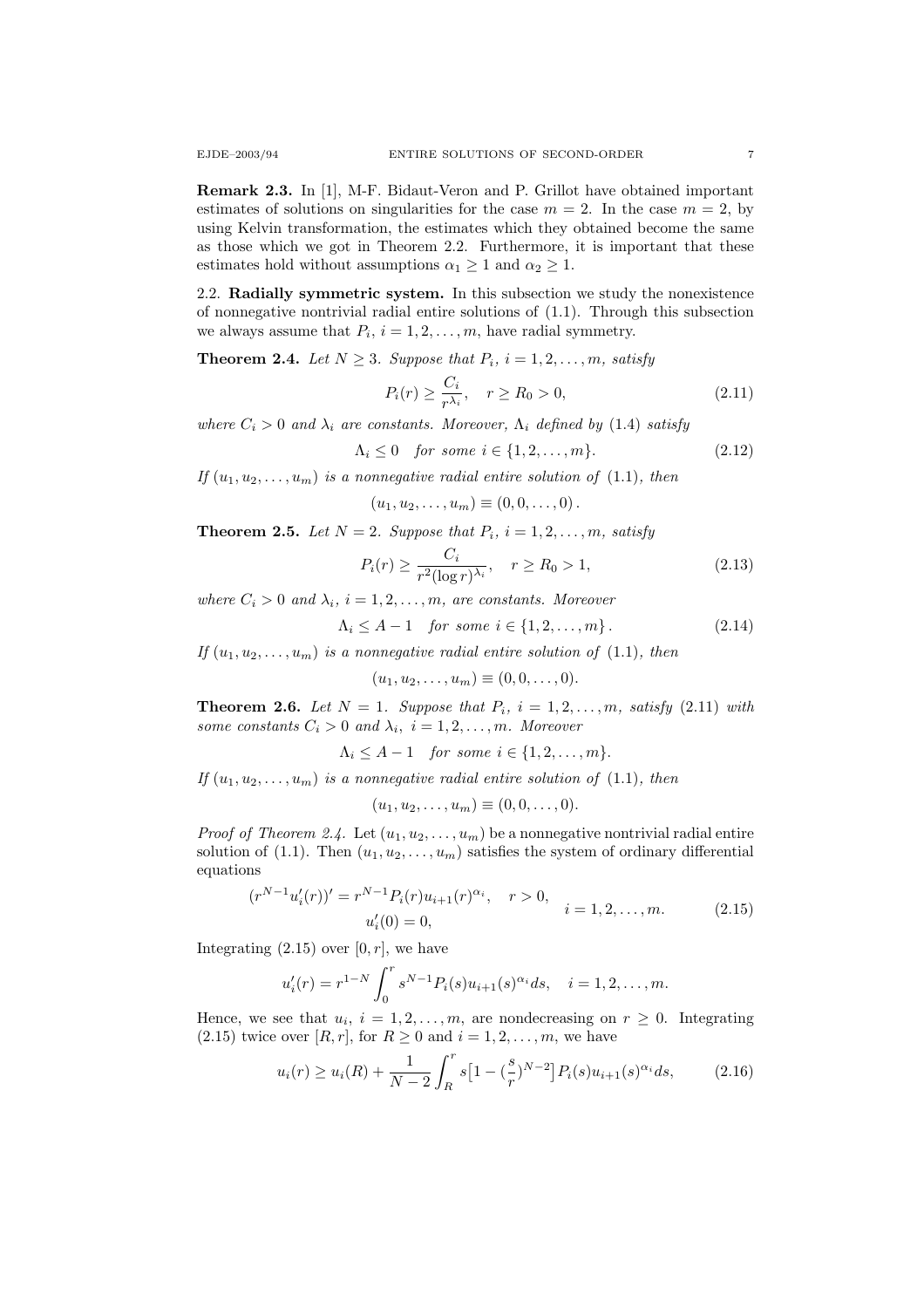**Remark 2.3.** In [1], M-F. Bidaut-Veron and P. Grillot have obtained important estimates of solutions on singularities for the case $m = 2$. In the case $m = 2$, by using Kelvin transformation, the estimates which they obtained become the same as those which we got in Theorem 2.2. Furthermore, it is important that these estimates hold without assumptions $\alpha_1 \geq 1$ and $\alpha_2 \geq 1$.

## 2.2. Radially symmetric system.

In this subsection we study the nonexistence of nonnegative nontrivial radial entire solutions of (1.1). Through this subsection we always assume that $P_i$, $i = 1, 2, \dots, m$, have radial symmetry.

**Theorem 2.4.** *Let $N \geq 3$. Suppose that $P_i$, $i = 1, 2, \dots, m$, satisfy*

$$P_i(r) \geq \frac{C_i}{r^{\lambda_i}}, \quad r \geq R_0 > 0, \tag{2.11}$$

*where $C_i > 0$ and $\lambda_i$ are constants. Moreover, $\Lambda_i$ defined by (1.4) satisfy*

$$\Lambda_i \leq 0 \quad \text{for some } i \in \{1, 2, \dots, m\}. \tag{2.12}$$

*If $(u_1, u_2, \dots, u_m)$ is a nonnegative radial entire solution of (1.1), then*

$$(u_1, u_2, \dots, u_m) \equiv (0, 0, \dots, 0).$$

**Theorem 2.5.** *Let $N = 2$. Suppose that $P_i$, $i = 1, 2, \dots, m$, satisfy*

$$P_i(r) \geq \frac{C_i}{r^2 (\log r)^{\lambda_i}}, \quad r \geq R_0 > 1, \tag{2.13}$$

*where $C_i > 0$ and $\lambda_i$, $i = 1, 2, \dots, m$, are constants. Moreover*

$$\Lambda_i \leq A - 1 \quad \text{for some } i \in \{1, 2, \dots, m\}. \tag{2.14}$$

*If $(u_1, u_2, \dots, u_m)$ is a nonnegative radial entire solution of (1.1), then*

$$(u_1, u_2, \dots, u_m) \equiv (0, 0, \dots, 0).$$

**Theorem 2.6.** *Let $N = 1$. Suppose that $P_i$, $i = 1, 2, \dots, m$, satisfy (2.11) with some constants $C_i > 0$ and $\lambda_i$, $i = 1, 2, \dots, m$. Moreover*

$$\Lambda_i \leq A - 1 \quad \text{for some } i \in \{1, 2, \dots, m\}.$$

*If $(u_1, u_2, \dots, u_m)$ is a nonnegative radial entire solution of (1.1), then*

$$(u_1, u_2, \dots, u_m) \equiv (0, 0, \dots, 0).$$

*Proof of Theorem 2.4.* Let $(u_1, u_2, \dots, u_m)$ be a nonnegative nontrivial radial entire solution of (1.1). Then $(u_1, u_2, \dots, u_m)$ satisfies the system of ordinary differential equations

$$\begin{gathered} (r^{N-1} u_i'(r))' = r^{N-1} P_i(r) u_{i+1}(r)^{\alpha_i}, \quad r > 0, \\ u_i'(0) = 0, \end{gathered} \qquad i = 1, 2, \dots, m. \tag{2.15}$$

Integrating (2.15) over $[0, r]$, we have

$$u_i'(r) = r^{1-N} \int_0^r s^{N-1} P_i(s) u_{i+1}(s)^{\alpha_i} ds, \quad i = 1, 2, \dots, m.$$

Hence, we see that $u_i$, $i = 1, 2, \dots, m$, are nondecreasing on $r \geq 0$. Integrating (2.15) twice over $[R, r]$, for $R \geq 0$ and $i = 1, 2, \dots, m$, we have

$$u_i(r) \geq u_i(R) + \frac{1}{N-2} \int_R^r s \big[ 1 - (\frac{s}{r})^{N-2} \big] P_i(s) u_{i+1}(s)^{\alpha_i} ds, \tag{2.16}$$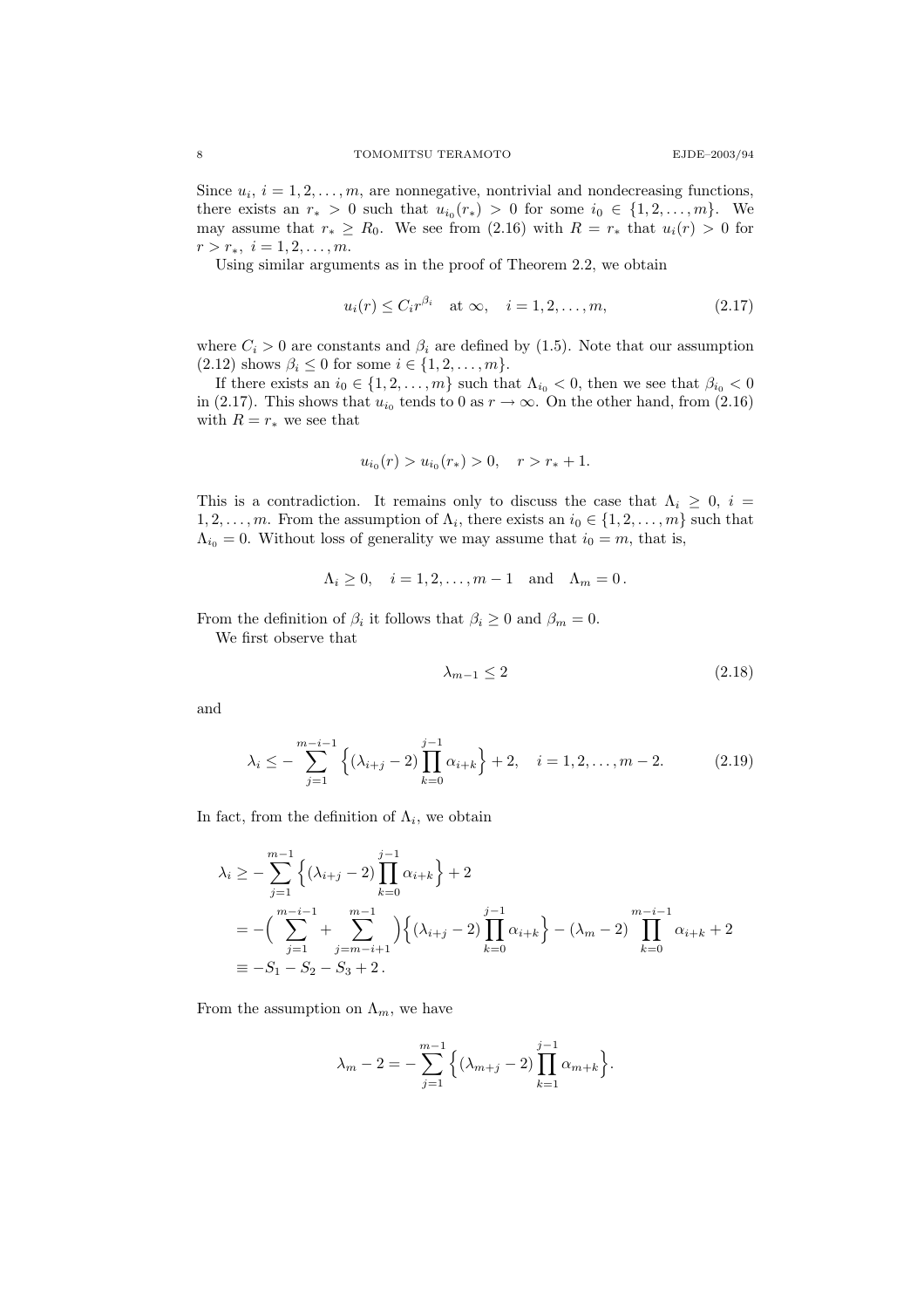Since $u_i$, $i = 1, 2, \dots, m$, are nonnegative, nontrivial and nondecreasing functions, there exists an $r_* > 0$ such that $u_{i_0}(r_*) > 0$ for some $i_0 \in \{1, 2, \dots, m\}$. We may assume that $r_* \geq R_0$. We see from (2.16) with $R = r_*$ that $u_i(r) > 0$ for $r > r_*$, $i = 1, 2, \dots, m$.

Using similar arguments as in the proof of Theorem 2.2, we obtain

$$u_i(r) \leq C_i r^{\beta_i} \quad \text{at } \infty, \quad i = 1, 2, \dots, m, \tag{2.17}$$

where $C_i > 0$ are constants and $\beta_i$ are defined by (1.5). Note that our assumption (2.12) shows $\beta_i \leq 0$ for some $i \in \{1, 2, \dots, m\}$.

If there exists an $i_0 \in \{1, 2, \dots, m\}$ such that $\Lambda_{i_0} < 0$, then we see that $\beta_{i_0} < 0$ in (2.17). This shows that $u_{i_0}$ tends to 0 as $r \to \infty$. On the other hand, from (2.16) with $R = r_*$ we see that

$$u_{i_0}(r) > u_{i_0}(r_*) > 0, \quad r > r_* + 1.$$

This is a contradiction. It remains only to discuss the case that $\Lambda_i \geq 0$, $i = 1, 2, \dots, m$. From the assumption of $\Lambda_i$, there exists an $i_0 \in \{1, 2, \dots, m\}$ such that $\Lambda_{i_0} = 0$. Without loss of generality we may assume that $i_0 = m$, that is,

$$\Lambda_i \geq 0, \quad i = 1, 2, \dots, m-1 \quad \text{and} \quad \Lambda_m = 0\,.$$

From the definition of $\beta_i$ it follows that $\beta_i \geq 0$ and $\beta_m = 0$.

We first observe that

$$\lambda_{m-1} \leq 2 \tag{2.18}$$

and

$$\lambda_i \leq -\sum_{j=1}^{m-i-1} \Big\{ (\lambda_{i+j} - 2) \prod_{k=0}^{j-1} \alpha_{i+k} \Big\} + 2, \quad i = 1, 2, \dots, m-2. \tag{2.19}$$

In fact, from the definition of $\Lambda_i$, we obtain

$$\begin{aligned}
\lambda_i &\geq -\sum_{j=1}^{m-1} \Big\{ (\lambda_{i+j} - 2) \prod_{k=0}^{j-1} \alpha_{i+k} \Big\} + 2 \\
&= -\Big( \sum_{j=1}^{m-i-1} + \sum_{j=m-i+1}^{m-1} \Big) \Big\{ (\lambda_{i+j} - 2) \prod_{k=0}^{j-1} \alpha_{i+k} \Big\} - (\lambda_m - 2) \prod_{k=0}^{m-i-1} \alpha_{i+k} + 2 \\
&\equiv -S_1 - S_2 - S_3 + 2\,.
\end{aligned}$$

From the assumption on $\Lambda_m$, we have

$$\lambda_m - 2 = -\sum_{j=1}^{m-1} \Big\{ (\lambda_{m+j} - 2) \prod_{k=1}^{j-1} \alpha_{m+k} \Big\}.$$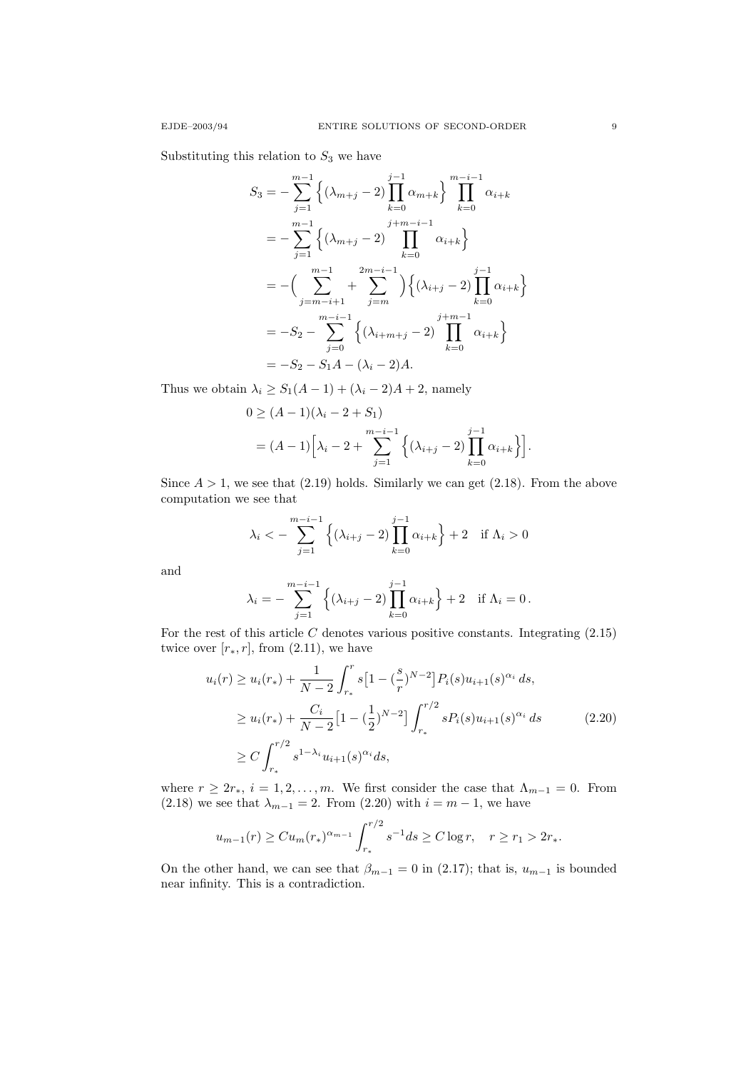Substituting this relation to $S_3$ we have

$$
\begin{aligned}
S_3 &= -\sum_{j=1}^{m-1}\Big\{(\lambda_{m+j}-2)\prod_{k=0}^{j-1}\alpha_{m+k}\Big\}\prod_{k=0}^{m-i-1}\alpha_{i+k} \\
&= -\sum_{j=1}^{m-1}\Big\{(\lambda_{m+j}-2)\prod_{k=0}^{j+m-i-1}\alpha_{i+k}\Big\} \\
&= -\Big(\sum_{j=m-i+1}^{m-1}+\sum_{j=m}^{2m-i-1}\Big)\Big\{(\lambda_{i+j}-2)\prod_{k=0}^{j-1}\alpha_{i+k}\Big\} \\
&= -S_2 - \sum_{j=0}^{m-i-1}\Big\{(\lambda_{i+m+j}-2)\prod_{k=0}^{j+m-1}\alpha_{i+k}\Big\} \\
&= -S_2 - S_1 A - (\lambda_i - 2)A.
\end{aligned}
$$

Thus we obtain $\lambda_i \geq S_1(A-1) + (\lambda_i - 2)A + 2$, namely

$$
\begin{aligned}
0 &\geq (A-1)(\lambda_i - 2 + S_1) \\
&= (A-1)\Big[\lambda_i - 2 + \sum_{j=1}^{m-i-1}\Big\{(\lambda_{i+j}-2)\prod_{k=0}^{j-1}\alpha_{i+k}\Big\}\Big].
\end{aligned}
$$

Since $A > 1$, we see that (2.19) holds. Similarly we can get (2.18). From the above computation we see that

$$
\lambda_i < -\sum_{j=1}^{m-i-1}\Big\{(\lambda_{i+j}-2)\prod_{k=0}^{j-1}\alpha_{i+k}\Big\} + 2 \quad \text{if } \Lambda_i > 0
$$

and

$$
\lambda_i = -\sum_{j=1}^{m-i-1}\Big\{(\lambda_{i+j}-2)\prod_{k=0}^{j-1}\alpha_{i+k}\Big\} + 2 \quad \text{if } \Lambda_i = 0\,.
$$

For the rest of this article $C$ denotes various positive constants. Integrating (2.15) twice over $[r_*, r]$, from (2.11), we have

$$
\begin{aligned}
u_i(r) &\geq u_i(r_*) + \frac{1}{N-2}\int_{r_*}^{r} s\big[1-(\frac{s}{r})^{N-2}\big]P_i(s)u_{i+1}(s)^{\alpha_i}\,ds, \\
&\geq u_i(r_*) + \frac{C_i}{N-2}\big[1-(\frac{1}{2})^{N-2}\big]\int_{r_*}^{r/2} sP_i(s)u_{i+1}(s)^{\alpha_i}\,ds \qquad (2.20)\\
&\geq C\int_{r_*}^{r/2} s^{1-\lambda_i}u_{i+1}(s)^{\alpha_i}ds,
\end{aligned}
$$

where $r \geq 2r_*$, $i = 1, 2, \dots, m$. We first consider the case that $\Lambda_{m-1} = 0$. From (2.18) we see that $\lambda_{m-1} = 2$. From (2.20) with $i = m-1$, we have

$$
u_{m-1}(r) \geq Cu_m(r_*)^{\alpha_{m-1}}\int_{r_*}^{r/2} s^{-1}ds \geq C\log r, \quad r \geq r_1 > 2r_*.
$$

On the other hand, we can see that $\beta_{m-1} = 0$ in (2.17); that is, $u_{m-1}$ is bounded near infinity. This is a contradiction.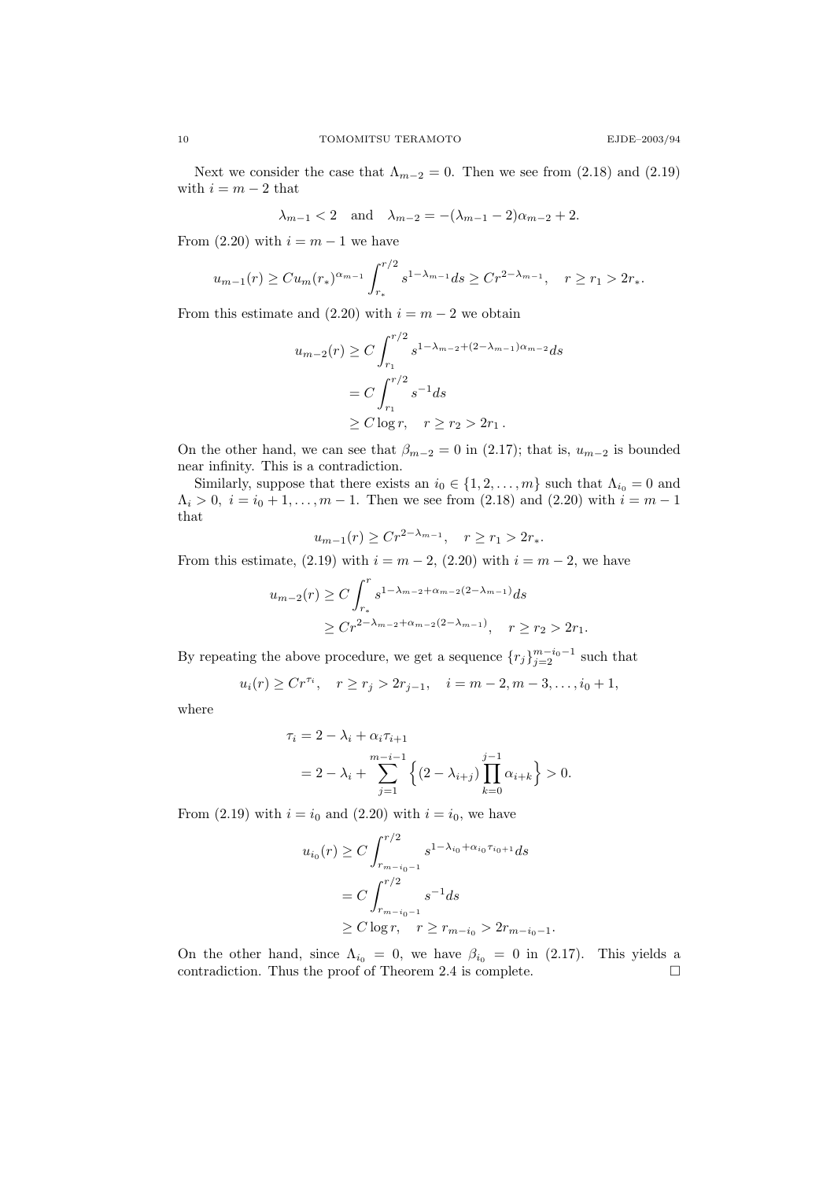Next we consider the case that $\Lambda_{m-2} = 0$. Then we see from (2.18) and (2.19) with $i = m-2$ that

$$\lambda_{m-1} < 2 \quad \text{and} \quad \lambda_{m-2} = -(\lambda_{m-1} - 2)\alpha_{m-2} + 2.$$

From (2.20) with $i = m-1$ we have

$$u_{m-1}(r) \geq C u_m(r_*)^{\alpha_{m-1}} \int_{r_*}^{r/2} s^{1-\lambda_{m-1}} ds \geq C r^{2-\lambda_{m-1}}, \quad r \geq r_1 > 2r_*.$$

From this estimate and (2.20) with $i = m-2$ we obtain

$$\begin{aligned} u_{m-2}(r) &\geq C \int_{r_1}^{r/2} s^{1-\lambda_{m-2}+(2-\lambda_{m-1})\alpha_{m-2}} ds \\ &= C \int_{r_1}^{r/2} s^{-1} ds \\ &\geq C \log r, \quad r \geq r_2 > 2r_1 \,. \end{aligned}$$

On the other hand, we can see that $\beta_{m-2} = 0$ in (2.17); that is, $u_{m-2}$ is bounded near infinity. This is a contradiction.

Similarly, suppose that there exists an $i_0 \in \{1, 2, \dots, m\}$ such that $\Lambda_{i_0} = 0$ and $\Lambda_i > 0$, $i = i_0 + 1, \dots, m-1$. Then we see from (2.18) and (2.20) with $i = m-1$ that

$$u_{m-1}(r) \geq C r^{2-\lambda_{m-1}}, \quad r \geq r_1 > 2r_*.$$

From this estimate, (2.19) with $i = m-2$, (2.20) with $i = m-2$, we have

$$\begin{aligned} u_{m-2}(r) &\geq C \int_{r_*}^{r} s^{1-\lambda_{m-2}+\alpha_{m-2}(2-\lambda_{m-1})} ds \\ &\geq C r^{2-\lambda_{m-2}+\alpha_{m-2}(2-\lambda_{m-1})}, \quad r \geq r_2 > 2r_1. \end{aligned}$$

By repeating the above procedure, we get a sequence $\{r_j\}_{j=2}^{m-i_0-1}$ such that

$$u_i(r) \geq C r^{\tau_i}, \quad r \geq r_j > 2r_{j-1}, \quad i = m-2, m-3, \dots, i_0+1,$$

where

$$\begin{aligned} \tau_i &= 2 - \lambda_i + \alpha_i \tau_{i+1} \\ &= 2 - \lambda_i + \sum_{j=1}^{m-i-1} \Big\{ (2 - \lambda_{i+j}) \prod_{k=0}^{j-1} \alpha_{i+k} \Big\} > 0. \end{aligned}$$

From (2.19) with $i = i_0$ and (2.20) with $i = i_0$, we have

$$\begin{aligned} u_{i_0}(r) &\geq C \int_{r_{m-i_0-1}}^{r/2} s^{1-\lambda_{i_0}+\alpha_{i_0}\tau_{i_0+1}} ds \\ &= C \int_{r_{m-i_0-1}}^{r/2} s^{-1} ds \\ &\geq C \log r, \quad r \geq r_{m-i_0} > 2r_{m-i_0-1}. \end{aligned}$$

On the other hand, since $\Lambda_{i_0} = 0$, we have $\beta_{i_0} = 0$ in (2.17). This yields a contradiction. Thus the proof of Theorem 2.4 is complete. $\square$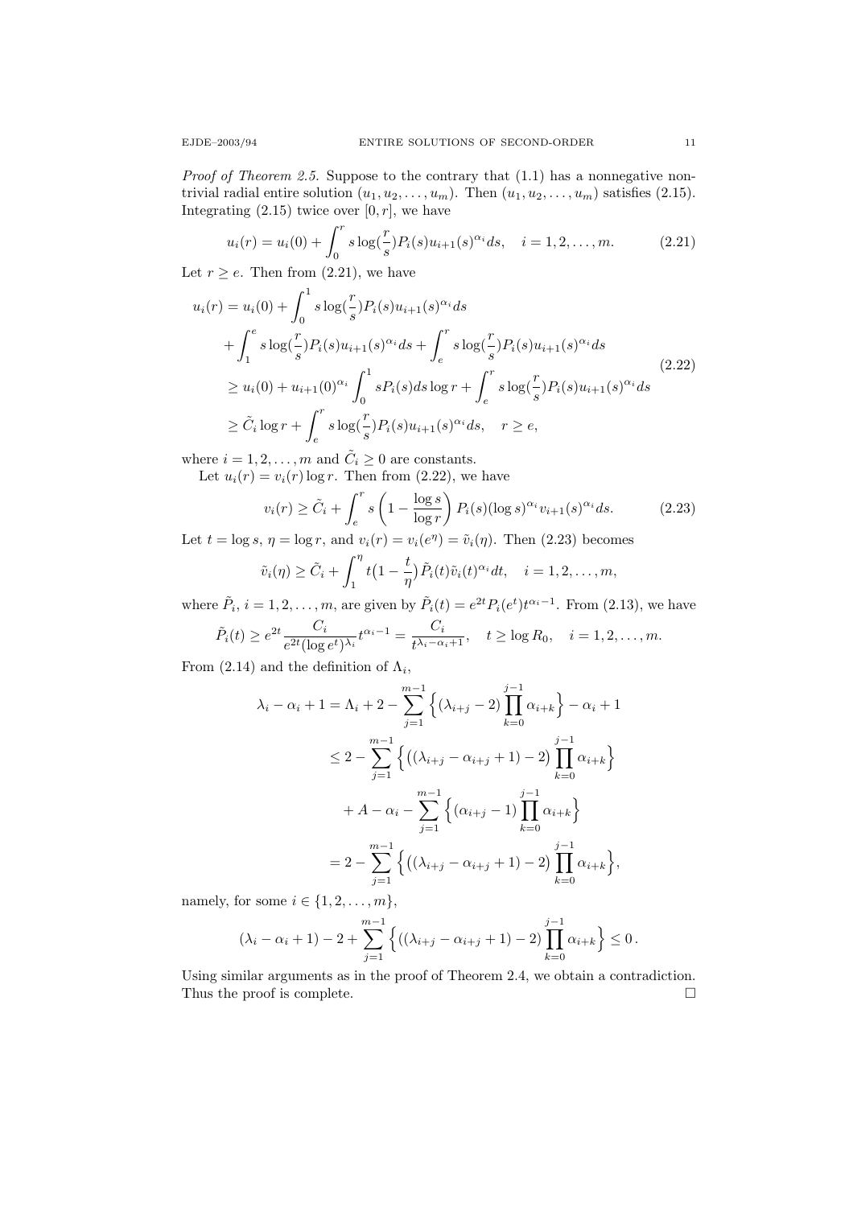*Proof of Theorem 2.5.* Suppose to the contrary that (1.1) has a nonnegative nontrivial radial entire solution $(u_1, u_2, \dots, u_m)$. Then $(u_1, u_2, \dots, u_m)$ satisfies (2.15). Integrating (2.15) twice over $[0, r]$, we have

$$u_i(r) = u_i(0) + \int_0^r s \log(\frac{r}{s}) P_i(s) u_{i+1}(s)^{\alpha_i} ds, \quad i = 1, 2, \dots, m. \tag{2.21}$$

Let $r \geq e$. Then from (2.21), we have

$$\begin{aligned}
u_i(r) &= u_i(0) + \int_0^1 s \log(\frac{r}{s}) P_i(s) u_{i+1}(s)^{\alpha_i} ds \\
&\quad + \int_1^e s \log(\frac{r}{s}) P_i(s) u_{i+1}(s)^{\alpha_i} ds + \int_e^r s \log(\frac{r}{s}) P_i(s) u_{i+1}(s)^{\alpha_i} ds \\
&\geq u_i(0) + u_{i+1}(0)^{\alpha_i} \int_0^1 s P_i(s) ds \log r + \int_e^r s \log(\frac{r}{s}) P_i(s) u_{i+1}(s)^{\alpha_i} ds \\
&\geq \tilde{C}_i \log r + \int_e^r s \log(\frac{r}{s}) P_i(s) u_{i+1}(s)^{\alpha_i} ds, \quad r \geq e,
\end{aligned} \tag{2.22}$$

where $i = 1, 2, \dots, m$ and $\tilde{C}_i \geq 0$ are constants.

Let $u_i(r) = v_i(r) \log r$. Then from (2.22), we have

$$v_i(r) \geq \tilde{C}_i + \int_e^r s \left(1 - \frac{\log s}{\log r}\right) P_i(s) (\log s)^{\alpha_i} v_{i+1}(s)^{\alpha_i} ds. \tag{2.23}$$

Let $t = \log s$, $\eta = \log r$, and $v_i(r) = v_i(e^\eta) = \tilde{v}_i(\eta)$. Then (2.23) becomes

$$\tilde{v}_i(\eta) \geq \tilde{C}_i + \int_1^\eta t\big(1 - \frac{t}{\eta}\big) \tilde{P}_i(t) \tilde{v}_i(t)^{\alpha_i} dt, \quad i = 1, 2, \dots, m,$$

where $\tilde{P}_i$, $i = 1, 2, \dots, m$, are given by $\tilde{P}_i(t) = e^{2t} P_i(e^t) t^{\alpha_i - 1}$. From (2.13), we have

$$\tilde{P}_i(t) \geq e^{2t} \frac{C_i}{e^{2t} (\log e^t)^{\lambda_i}} t^{\alpha_i - 1} = \frac{C_i}{t^{\lambda_i - \alpha_i + 1}}, \quad t \geq \log R_0, \quad i = 1, 2, \dots, m.$$

From (2.14) and the definition of $\Lambda_i$,

$$\begin{aligned}
\lambda_i - \alpha_i + 1 &= \Lambda_i + 2 - \sum_{j=1}^{m-1} \Big\{ (\lambda_{i+j} - 2) \prod_{k=0}^{j-1} \alpha_{i+k} \Big\} - \alpha_i + 1 \\
&\leq 2 - \sum_{j=1}^{m-1} \Big\{ \big( (\lambda_{i+j} - \alpha_{i+j} + 1) - 2 \big) \prod_{k=0}^{j-1} \alpha_{i+k} \Big\} \\
&\quad + A - \alpha_i - \sum_{j=1}^{m-1} \Big\{ (\alpha_{i+j} - 1) \prod_{k=0}^{j-1} \alpha_{i+k} \Big\} \\
&= 2 - \sum_{j=1}^{m-1} \Big\{ \big( (\lambda_{i+j} - \alpha_{i+j} + 1) - 2 \big) \prod_{k=0}^{j-1} \alpha_{i+k} \Big\},
\end{aligned}$$

namely, for some $i \in \{1, 2, \dots, m\}$,

$$(\lambda_i - \alpha_i + 1) - 2 + \sum_{j=1}^{m-1} \Big\{ ((\lambda_{i+j} - \alpha_{i+j} + 1) - 2) \prod_{k=0}^{j-1} \alpha_{i+k} \Big\} \leq 0 \,.$$

Using similar arguments as in the proof of Theorem 2.4, we obtain a contradiction. Thus the proof is complete. $\square$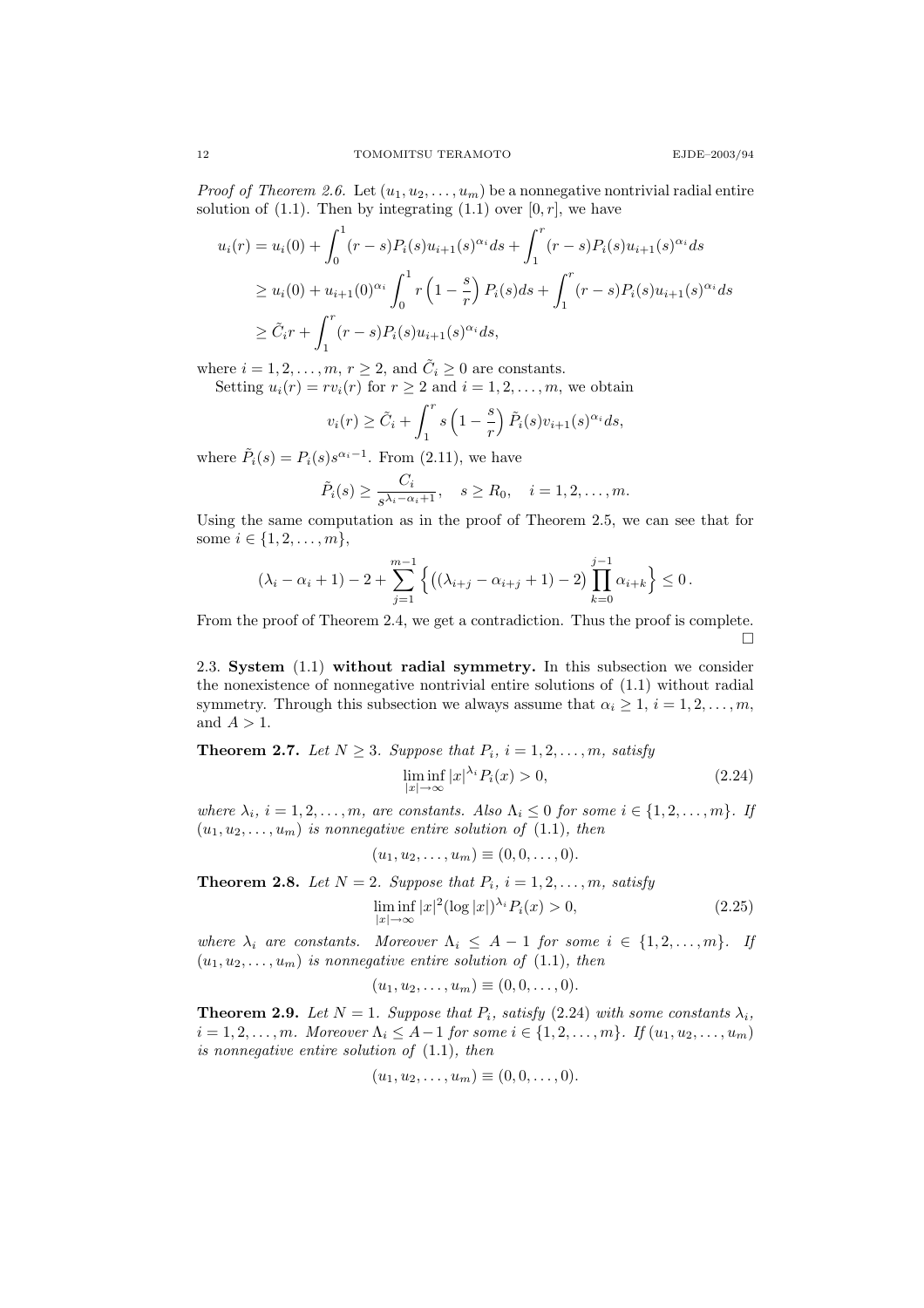*Proof of Theorem 2.6.* Let $(u_1, u_2, \dots, u_m)$ be a nonnegative nontrivial radial entire solution of (1.1). Then by integrating (1.1) over $[0, r]$, we have

$$
\begin{aligned}
u_i(r) &= u_i(0) + \int_0^1 (r-s)P_i(s)u_{i+1}(s)^{\alpha_i} ds + \int_1^r (r-s)P_i(s)u_{i+1}(s)^{\alpha_i} ds \\
&\geq u_i(0) + u_{i+1}(0)^{\alpha_i} \int_0^1 r\left(1 - \frac{s}{r}\right) P_i(s) ds + \int_1^r (r-s)P_i(s)u_{i+1}(s)^{\alpha_i} ds \\
&\geq \tilde{C}_i r + \int_1^r (r-s)P_i(s)u_{i+1}(s)^{\alpha_i} ds,
\end{aligned}
$$

where $i = 1, 2, \dots, m$, $r \geq 2$, and $\tilde{C}_i \geq 0$ are constants.

Setting $u_i(r) = r v_i(r)$ for $r \geq 2$ and $i = 1, 2, \dots, m$, we obtain

$$
v_i(r) \geq \tilde{C}_i + \int_1^r s\left(1 - \frac{s}{r}\right) \tilde{P}_i(s) v_{i+1}(s)^{\alpha_i} ds,
$$

where $\tilde{P}_i(s) = P_i(s)s^{\alpha_i - 1}$. From (2.11), we have

$$
\tilde{P}_i(s) \geq \frac{C_i}{s^{\lambda_i - \alpha_i + 1}}, \quad s \geq R_0, \quad i = 1, 2, \dots, m.
$$

Using the same computation as in the proof of Theorem 2.5, we can see that for some $i \in \{1, 2, \dots, m\}$,

$$
(\lambda_i - \alpha_i + 1) - 2 + \sum_{j=1}^{m-1} \Big\{ \big((\lambda_{i+j} - \alpha_{i+j} + 1) - 2\big) \prod_{k=0}^{j-1} \alpha_{i+k} \Big\} \leq 0 .
$$

From the proof of Theorem 2.4, we get a contradiction. Thus the proof is complete. $\square$

2.3. **System** (1.1) **without radial symmetry.** In this subsection we consider the nonexistence of nonnegative nontrivial entire solutions of (1.1) without radial symmetry. Through this subsection we always assume that $\alpha_i \geq 1$, $i = 1, 2, \dots, m$, and $A > 1$.

**Theorem 2.7.** *Let $N \geq 3$. Suppose that $P_i$, $i = 1, 2, \dots, m$, satisfy*

$$
\liminf_{|x| \to \infty} |x|^{\lambda_i} P_i(x) > 0, \tag{2.24}
$$

*where $\lambda_i$, $i = 1, 2, \dots, m$, are constants. Also $\Lambda_i \leq 0$ for some $i \in \{1, 2, \dots, m\}$. If $(u_1, u_2, \dots, u_m)$ is nonnegative entire solution of (1.1), then*

$$
(u_1, u_2, \dots, u_m) \equiv (0, 0, \dots, 0).
$$

**Theorem 2.8.** *Let $N = 2$. Suppose that $P_i$, $i = 1, 2, \dots, m$, satisfy*

$$
\liminf_{|x| \to \infty} |x|^2 (\log |x|)^{\lambda_i} P_i(x) > 0, \tag{2.25}
$$

*where $\lambda_i$ are constants. Moreover $\Lambda_i \leq A - 1$ for some $i \in \{1, 2, \dots, m\}$. If $(u_1, u_2, \dots, u_m)$ is nonnegative entire solution of (1.1), then*

$$
(u_1, u_2, \dots, u_m) \equiv (0, 0, \dots, 0).
$$

**Theorem 2.9.** *Let $N = 1$. Suppose that $P_i$, satisfy (2.24) with some constants $\lambda_i$, $i = 1, 2, \dots, m$. Moreover $\Lambda_i \leq A - 1$ for some $i \in \{1, 2, \dots, m\}$. If $(u_1, u_2, \dots, u_m)$ is nonnegative entire solution of (1.1), then*

$$
(u_1, u_2, \dots, u_m) \equiv (0, 0, \dots, 0).
$$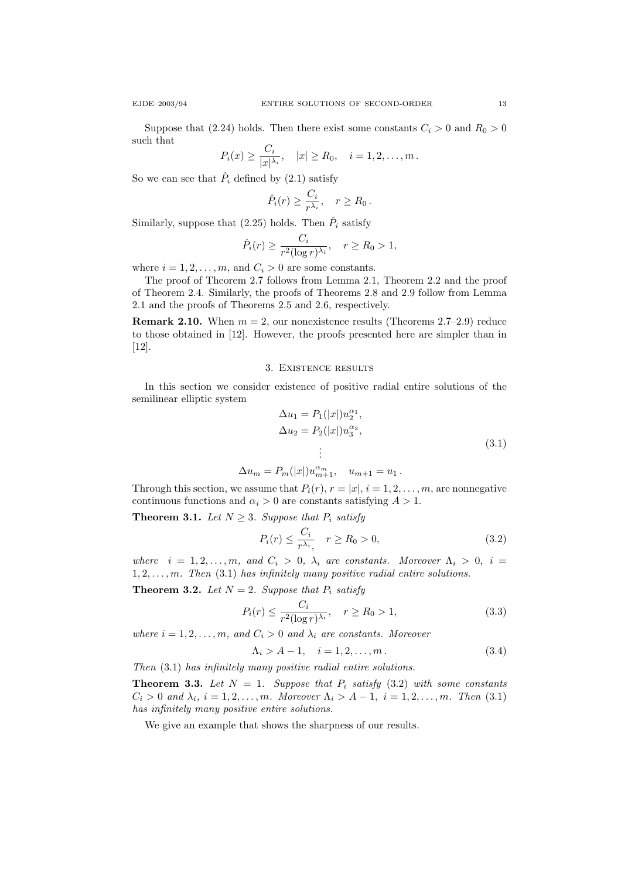Suppose that (2.24) holds. Then there exist some constants $C_i > 0$ and $R_0 > 0$ such that

$$P_i(x) \geq \frac{C_i}{|x|^{\lambda_i}}, \quad |x| \geq R_0, \quad i = 1, 2, \dots, m\,.$$

So we can see that $\hat{P}_i$ defined by (2.1) satisfy

$$\hat{P}_i(r) \geq \frac{C_i}{r^{\lambda_i}}, \quad r \geq R_0\,.$$

Similarly, suppose that (2.25) holds. Then $\hat{P}_i$ satisfy

$$\hat{P}_i(r) \geq \frac{C_i}{r^2(\log r)^{\lambda_i}}, \quad r \geq R_0 > 1,$$

where $i = 1, 2, \dots, m$, and $C_i > 0$ are some constants.

The proof of Theorem 2.7 follows from Lemma 2.1, Theorem 2.2 and the proof of Theorem 2.4. Similarly, the proofs of Theorems 2.8 and 2.9 follow from Lemma 2.1 and the proofs of Theorems 2.5 and 2.6, respectively.

**Remark 2.10.** When $m = 2$, our nonexistence results (Theorems 2.7–2.9) reduce to those obtained in [12]. However, the proofs presented here are simpler than in [12].

## 3. Existence results

In this section we consider existence of positive radial entire solutions of the semilinear elliptic system

$$\begin{gathered} \Delta u_1 = P_1(|x|)u_2^{\alpha_1}, \\ \Delta u_2 = P_2(|x|)u_3^{\alpha_2}, \\ \vdots \\ \Delta u_m = P_m(|x|)u_{m+1}^{\alpha_m}, \quad u_{m+1} = u_1\,. \end{gathered} \tag{3.1}$$

Through this section, we assume that $P_i(r)$, $r = |x|$, $i = 1, 2, \dots, m$, are nonnegative continuous functions and $\alpha_i > 0$ are constants satisfying $A > 1$.

**Theorem 3.1.** *Let $N \geq 3$. Suppose that $P_i$ satisfy*

$$P_i(r) \leq \frac{C_i}{r^{\lambda_i}}, \quad r \geq R_0 > 0, \tag{3.2}$$

*where $i = 1, 2, \dots, m$, and $C_i > 0$, $\lambda_i$ are constants. Moreover $\Lambda_i > 0$, $i = 1, 2, \dots, m$. Then (3.1) has infinitely many positive radial entire solutions.*

**Theorem 3.2.** *Let $N = 2$. Suppose that $P_i$ satisfy*

$$P_i(r) \leq \frac{C_i}{r^2(\log r)^{\lambda_i}}, \quad r \geq R_0 > 1, \tag{3.3}$$

*where $i = 1, 2, \dots, m$, and $C_i > 0$ and $\lambda_i$ are constants. Moreover*

$$\Lambda_i > A - 1, \quad i = 1, 2, \dots, m\,. \tag{3.4}$$

*Then (3.1) has infinitely many positive radial entire solutions.*

**Theorem 3.3.** *Let $N = 1$. Suppose that $P_i$ satisfy (3.2) with some constants $C_i > 0$ and $\lambda_i$, $i = 1, 2, \dots, m$. Moreover $\Lambda_i > A - 1$, $i = 1, 2, \dots, m$. Then (3.1) has infinitely many positive entire solutions.*

We give an example that shows the sharpness of our results.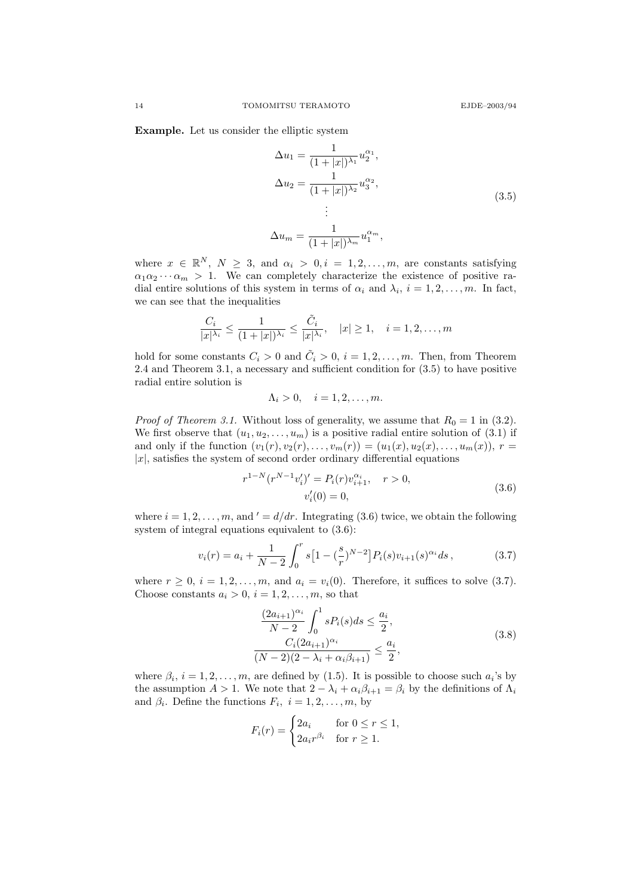**Example.** Let us consider the elliptic system

$$
\begin{aligned}
\Delta u_1 &= \frac{1}{(1+|x|)^{\lambda_1}} u_2^{\alpha_1}, \\
\Delta u_2 &= \frac{1}{(1+|x|)^{\lambda_2}} u_3^{\alpha_2}, \\
&\vdots \\
\Delta u_m &= \frac{1}{(1+|x|)^{\lambda_m}} u_1^{\alpha_m},
\end{aligned}
\tag{3.5}
$$

where $x \in \mathbb{R}^N$, $N \geq 3$, and $\alpha_i > 0, i = 1, 2, \dots, m$, are constants satisfying $\alpha_1 \alpha_2 \cdots \alpha_m > 1$. We can completely characterize the existence of positive radial entire solutions of this system in terms of $\alpha_i$ and $\lambda_i$, $i = 1, 2, \dots, m$. In fact, we can see that the inequalities

$$
\frac{C_i}{|x|^{\lambda_i}} \leq \frac{1}{(1+|x|)^{\lambda_i}} \leq \frac{\tilde{C}_i}{|x|^{\lambda_i}}, \quad |x| \geq 1, \quad i = 1, 2, \dots, m
$$

hold for some constants $C_i > 0$ and $\tilde{C}_i > 0$, $i = 1, 2, \dots, m$. Then, from Theorem 2.4 and Theorem 3.1, a necessary and sufficient condition for (3.5) to have positive radial entire solution is

$$
\Lambda_i > 0, \quad i = 1, 2, \dots, m.
$$

*Proof of Theorem 3.1.* Without loss of generality, we assume that $R_0 = 1$ in (3.2). We first observe that $(u_1, u_2, \dots, u_m)$ is a positive radial entire solution of (3.1) if and only if the function $(v_1(r), v_2(r), \dots, v_m(r)) = (u_1(x), u_2(x), \dots, u_m(x))$, $r = |x|$, satisfies the system of second order ordinary differential equations

$$
\begin{gathered}
r^{1-N}(r^{N-1} v_i')' = P_i(r) v_{i+1}^{\alpha_i}, \quad r > 0, \\
v_i'(0) = 0,
\end{gathered}
\tag{3.6}
$$

where $i = 1, 2, \dots, m$, and $' = d/dr$. Integrating (3.6) twice, we obtain the following system of integral equations equivalent to (3.6):

$$
v_i(r) = a_i + \frac{1}{N-2} \int_0^r s\big[1 - (\frac{s}{r})^{N-2}\big] P_i(s) v_{i+1}(s)^{\alpha_i} ds, \tag{3.7}
$$

where $r \geq 0$, $i = 1, 2, \dots, m$, and $a_i = v_i(0)$. Therefore, it suffices to solve (3.7). Choose constants $a_i > 0$, $i = 1, 2, \dots, m$, so that

$$
\begin{gathered}
\frac{(2a_{i+1})^{\alpha_i}}{N-2} \int_0^1 s P_i(s) ds \leq \frac{a_i}{2}, \\
\frac{C_i (2a_{i+1})^{\alpha_i}}{(N-2)(2 - \lambda_i + \alpha_i \beta_{i+1})} \leq \frac{a_i}{2},
\end{gathered}
\tag{3.8}
$$

where $\beta_i$, $i = 1, 2, \dots, m$, are defined by (1.5). It is possible to choose such $a_i$'s by the assumption $A > 1$. We note that $2 - \lambda_i + \alpha_i \beta_{i+1} = \beta_i$ by the definitions of $\Lambda_i$ and $\beta_i$. Define the functions $F_i$, $i = 1, 2, \dots, m$, by

$$
F_i(r) = \begin{cases} 2a_i & \text{for } 0 \leq r \leq 1, \\ 2a_i r^{\beta_i} & \text{for } r \geq 1. \end{cases}
$$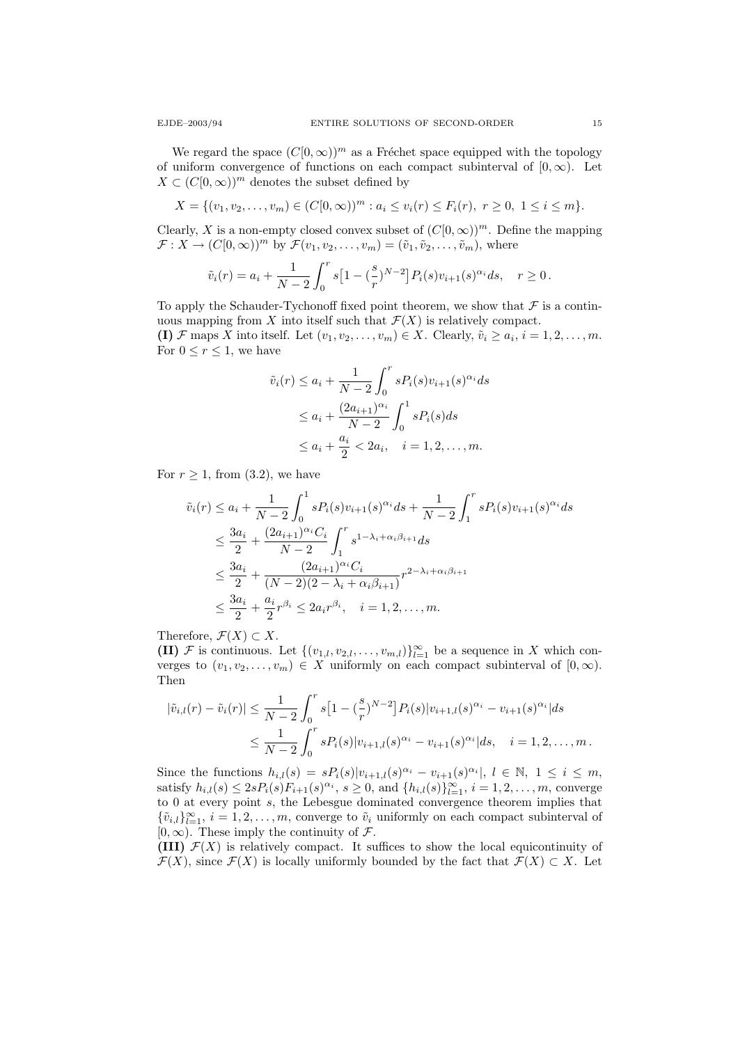We regard the space $(C[0,\infty))^m$ as a Fréchet space equipped with the topology of uniform convergence of functions on each compact subinterval of $[0,\infty)$. Let $X \subset (C[0,\infty))^m$ denotes the subset defined by

$$X = \{(v_1, v_2, \dots, v_m) \in (C[0,\infty))^m : a_i \le v_i(r) \le F_i(r),\ r \ge 0,\ 1 \le i \le m\}.$$

Clearly, $X$ is a non-empty closed convex subset of $(C[0,\infty))^m$. Define the mapping $\mathcal{F} : X \to (C[0,\infty))^m$ by $\mathcal{F}(v_1, v_2, \dots, v_m) = (\tilde{v}_1, \tilde{v}_2, \dots, \tilde{v}_m)$, where

$$\tilde{v}_i(r) = a_i + \frac{1}{N-2}\int_0^r s\big[1 - (\frac{s}{r})^{N-2}\big] P_i(s) v_{i+1}(s)^{\alpha_i} ds, \quad r \ge 0\,.$$

To apply the Schauder-Tychonoff fixed point theorem, we show that $\mathcal{F}$ is a continuous mapping from $X$ into itself such that $\mathcal{F}(X)$ is relatively compact.

**(I)** $\mathcal{F}$ maps $X$ into itself. Let $(v_1, v_2, \dots, v_m) \in X$. Clearly, $\tilde{v}_i \ge a_i$, $i = 1, 2, \dots, m$. For $0 \le r \le 1$, we have

$$\begin{aligned}
\tilde{v}_i(r) &\le a_i + \frac{1}{N-2}\int_0^r s P_i(s) v_{i+1}(s)^{\alpha_i} ds \\
&\le a_i + \frac{(2a_{i+1})^{\alpha_i}}{N-2}\int_0^1 s P_i(s) ds \\
&\le a_i + \frac{a_i}{2} < 2a_i, \quad i = 1, 2, \dots, m.
\end{aligned}$$

For $r \ge 1$, from (3.2), we have

$$\begin{aligned}
\tilde{v}_i(r) &\le a_i + \frac{1}{N-2}\int_0^1 s P_i(s) v_{i+1}(s)^{\alpha_i} ds + \frac{1}{N-2}\int_1^r s P_i(s) v_{i+1}(s)^{\alpha_i} ds \\
&\le \frac{3a_i}{2} + \frac{(2a_{i+1})^{\alpha_i} C_i}{N-2}\int_1^r s^{1-\lambda_i+\alpha_i\beta_{i+1}} ds \\
&\le \frac{3a_i}{2} + \frac{(2a_{i+1})^{\alpha_i} C_i}{(N-2)(2-\lambda_i+\alpha_i\beta_{i+1})} r^{2-\lambda_i+\alpha_i\beta_{i+1}} \\
&\le \frac{3a_i}{2} + \frac{a_i}{2} r^{\beta_i} \le 2a_i r^{\beta_i}, \quad i = 1, 2, \dots, m.
\end{aligned}$$

Therefore, $\mathcal{F}(X) \subset X$.

**(II)** $\mathcal{F}$ is continuous. Let $\{(v_{1,l}, v_{2,l}, \dots, v_{m,l})\}_{l=1}^\infty$ be a sequence in $X$ which converges to $(v_1, v_2, \dots, v_m) \in X$ uniformly on each compact subinterval of $[0,\infty)$. Then

$$\begin{aligned}
|\tilde{v}_{i,l}(r) - \tilde{v}_i(r)| &\le \frac{1}{N-2}\int_0^r s\big[1 - (\frac{s}{r})^{N-2}\big] P_i(s) |v_{i+1,l}(s)^{\alpha_i} - v_{i+1}(s)^{\alpha_i}| ds \\
&\le \frac{1}{N-2}\int_0^r s P_i(s) |v_{i+1,l}(s)^{\alpha_i} - v_{i+1}(s)^{\alpha_i}| ds, \quad i = 1, 2, \dots, m\,.
\end{aligned}$$

Since the functions $h_{i,l}(s) = sP_i(s)|v_{i+1,l}(s)^{\alpha_i} - v_{i+1}(s)^{\alpha_i}|$, $l \in \mathbb{N}$, $1 \le i \le m$, satisfy $h_{i,l}(s) \le 2sP_i(s)F_{i+1}(s)^{\alpha_i}$, $s \ge 0$, and $\{h_{i,l}(s)\}_{l=1}^\infty$, $i = 1, 2, \dots, m$, converge to 0 at every point $s$, the Lebesgue dominated convergence theorem implies that $\{\tilde{v}_{i,l}\}_{l=1}^\infty$, $i = 1, 2, \dots, m$, converge to $\tilde{v}_i$ uniformly on each compact subinterval of $[0,\infty)$. These imply the continuity of $\mathcal{F}$.

**(III)** $\mathcal{F}(X)$ is relatively compact. It suffices to show the local equicontinuity of $\mathcal{F}(X)$, since $\mathcal{F}(X)$ is locally uniformly bounded by the fact that $\mathcal{F}(X) \subset X$. Let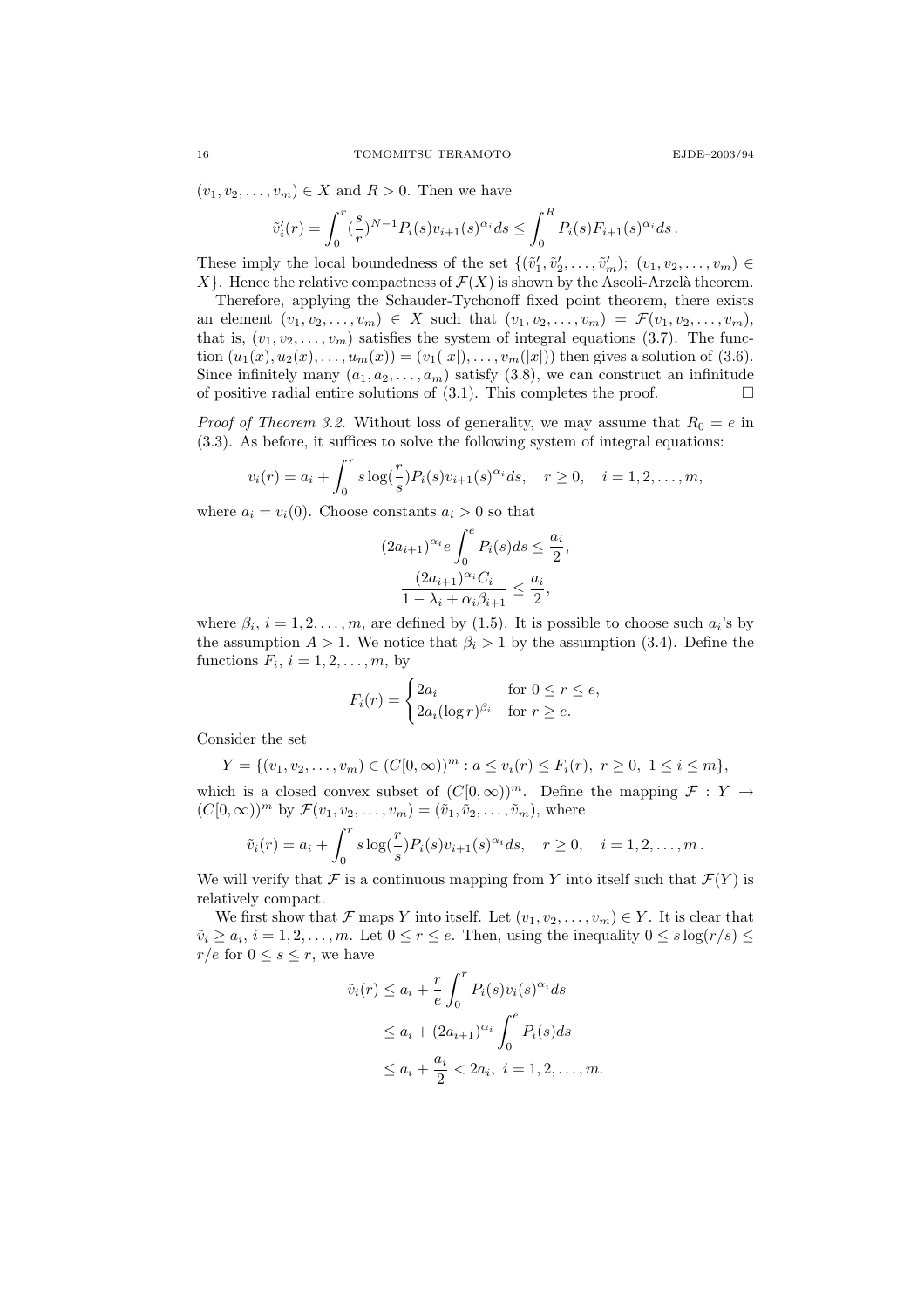$(v_1, v_2, \dots, v_m) \in X$ and $R > 0$. Then we have

$$\tilde{v}_i'(r) = \int_0^r (\frac{s}{r})^{N-1} P_i(s) v_{i+1}(s)^{\alpha_i} ds \le \int_0^R P_i(s) F_{i+1}(s)^{\alpha_i} ds \,.$$

These imply the local boundedness of the set $\{(\tilde{v}_1', \tilde{v}_2', \dots, \tilde{v}_m');\ (v_1, v_2, \dots, v_m) \in X\}$. Hence the relative compactness of $\mathcal{F}(X)$ is shown by the Ascoli-Arzelà theorem.

Therefore, applying the Schauder-Tychonoff fixed point theorem, there exists an element $(v_1, v_2, \dots, v_m) \in X$ such that $(v_1, v_2, \dots, v_m) = \mathcal{F}(v_1, v_2, \dots, v_m)$, that is, $(v_1, v_2, \dots, v_m)$ satisfies the system of integral equations (3.7). The function $(u_1(x), u_2(x), \dots, u_m(x)) = (v_1(|x|), \dots, v_m(|x|))$ then gives a solution of (3.6). Since infinitely many $(a_1, a_2, \dots, a_m)$ satisfy (3.8), we can construct an infinitude of positive radial entire solutions of (3.1). This completes the proof. $\square$

*Proof of Theorem 3.2.* Without loss of generality, we may assume that $R_0 = e$ in (3.3). As before, it suffices to solve the following system of integral equations:

$$v_i(r) = a_i + \int_0^r s \log(\frac{r}{s}) P_i(s) v_{i+1}(s)^{\alpha_i} ds, \quad r \ge 0, \quad i = 1, 2, \dots, m,$$

where $a_i = v_i(0)$. Choose constants $a_i > 0$ so that

$$(2a_{i+1})^{\alpha_i} e \int_0^e P_i(s) ds \le \frac{a_i}{2},$$
$$\frac{(2a_{i+1})^{\alpha_i} C_i}{1 - \lambda_i + \alpha_i \beta_{i+1}} \le \frac{a_i}{2},$$

where $\beta_i$, $i = 1, 2, \dots, m$, are defined by (1.5). It is possible to choose such $a_i$'s by the assumption $A > 1$. We notice that $\beta_i > 1$ by the assumption (3.4). Define the functions $F_i$, $i = 1, 2, \dots, m$, by

$$F_i(r) = \begin{cases} 2a_i & \text{for } 0 \le r \le e, \\ 2a_i (\log r)^{\beta_i} & \text{for } r \ge e. \end{cases}$$

Consider the set

$$Y = \{(v_1, v_2, \dots, v_m) \in (C[0, \infty))^m : a \le v_i(r) \le F_i(r),\ r \ge 0,\ 1 \le i \le m\},$$

which is a closed convex subset of $(C[0, \infty))^m$. Define the mapping $\mathcal{F} : Y \to (C[0, \infty))^m$ by $\mathcal{F}(v_1, v_2, \dots, v_m) = (\tilde{v}_1, \tilde{v}_2, \dots, \tilde{v}_m)$, where

$$\tilde{v}_i(r) = a_i + \int_0^r s \log(\frac{r}{s}) P_i(s) v_{i+1}(s)^{\alpha_i} ds, \quad r \ge 0, \quad i = 1, 2, \dots, m \,.$$

We will verify that $\mathcal{F}$ is a continuous mapping from $Y$ into itself such that $\mathcal{F}(Y)$ is relatively compact.

We first show that $\mathcal{F}$ maps $Y$ into itself. Let $(v_1, v_2, \dots, v_m) \in Y$. It is clear that $\tilde{v}_i \ge a_i$, $i = 1, 2, \dots, m$. Let $0 \le r \le e$. Then, using the inequality $0 \le s \log(r/s) \le r/e$ for $0 \le s \le r$, we have

$$\begin{aligned} \tilde{v}_i(r) &\le a_i + \frac{r}{e} \int_0^r P_i(s) v_i(s)^{\alpha_i} ds \\ &\le a_i + (2a_{i+1})^{\alpha_i} \int_0^e P_i(s) ds \\ &\le a_i + \frac{a_i}{2} < 2a_i, \ i = 1, 2, \dots, m. \end{aligned}$$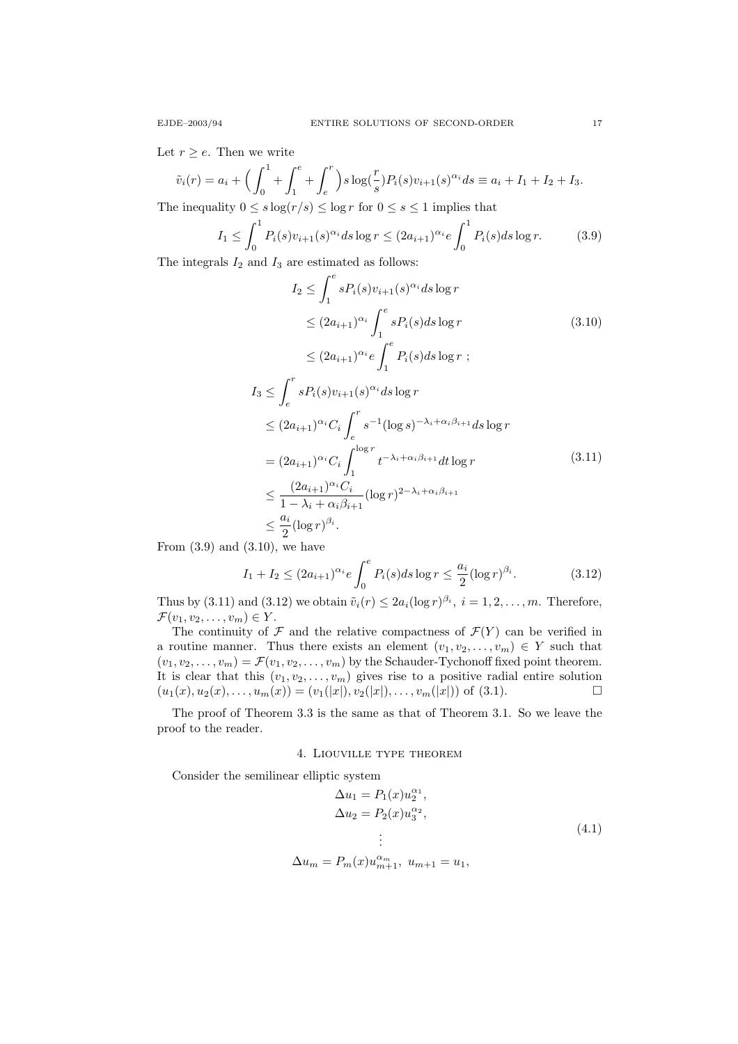Let $r \geq e$. Then we write

$$\tilde{v}_i(r) = a_i + \Big( \int_0^1 + \int_1^e + \int_e^r \Big) s \log(\frac{r}{s}) P_i(s) v_{i+1}(s)^{\alpha_i} ds \equiv a_i + I_1 + I_2 + I_3.$$

The inequality $0 \leq s \log(r/s) \leq \log r$ for $0 \leq s \leq 1$ implies that

$$I_1 \leq \int_0^1 P_i(s) v_{i+1}(s)^{\alpha_i} ds \log r \leq (2a_{i+1})^{\alpha_i} e \int_0^1 P_i(s) ds \log r. \tag{3.9}$$

The integrals $I_2$ and $I_3$ are estimated as follows:

$$\begin{aligned}
I_2 &\leq \int_1^e s P_i(s) v_{i+1}(s)^{\alpha_i} ds \log r \\
&\leq (2a_{i+1})^{\alpha_i} \int_1^e s P_i(s) ds \log r \\
&\leq (2a_{i+1})^{\alpha_i} e \int_1^e P_i(s) ds \log r \ ;
\end{aligned} \tag{3.10}$$

$$\begin{aligned}
I_3 &\leq \int_e^r s P_i(s) v_{i+1}(s)^{\alpha_i} ds \log r \\
&\leq (2a_{i+1})^{\alpha_i} C_i \int_e^r s^{-1} (\log s)^{-\lambda_i + \alpha_i \beta_{i+1}} ds \log r \\
&= (2a_{i+1})^{\alpha_i} C_i \int_1^{\log r} t^{-\lambda_i + \alpha_i \beta_{i+1}} dt \log r \\
&\leq \frac{(2a_{i+1})^{\alpha_i} C_i}{1 - \lambda_i + \alpha_i \beta_{i+1}} (\log r)^{2 - \lambda_i + \alpha_i \beta_{i+1}} \\
&\leq \frac{a_i}{2} (\log r)^{\beta_i}.
\end{aligned} \tag{3.11}$$

From (3.9) and (3.10), we have

$$I_1 + I_2 \leq (2a_{i+1})^{\alpha_i} e \int_0^e P_i(s) ds \log r \leq \frac{a_i}{2} (\log r)^{\beta_i}. \tag{3.12}$$

Thus by (3.11) and (3.12) we obtain $\tilde{v}_i(r) \leq 2a_i (\log r)^{\beta_i}$, $i = 1, 2, \dots, m$. Therefore, $\mathcal{F}(v_1, v_2, \dots, v_m) \in Y$.

The continuity of $\mathcal{F}$ and the relative compactness of $\mathcal{F}(Y)$ can be verified in a routine manner. Thus there exists an element $(v_1, v_2, \dots, v_m) \in Y$ such that $(v_1, v_2, \dots, v_m) = \mathcal{F}(v_1, v_2, \dots, v_m)$ by the Schauder-Tychonoff fixed point theorem. It is clear that this $(v_1, v_2, \dots, v_m)$ gives rise to a positive radial entire solution $(u_1(x), u_2(x), \dots, u_m(x)) = (v_1(|x|), v_2(|x|), \dots, v_m(|x|))$ of (3.1). □

The proof of Theorem 3.3 is the same as that of Theorem 3.1. So we leave the proof to the reader.

## 4. Liouville type theorem

Consider the semilinear elliptic system

$$\begin{gathered}
\Delta u_1 = P_1(x) u_2^{\alpha_1}, \\
\Delta u_2 = P_2(x) u_3^{\alpha_2}, \\
\vdots \\
\Delta u_m = P_m(x) u_{m+1}^{\alpha_m}, \ u_{m+1} = u_1,
\end{gathered} \tag{4.1}$$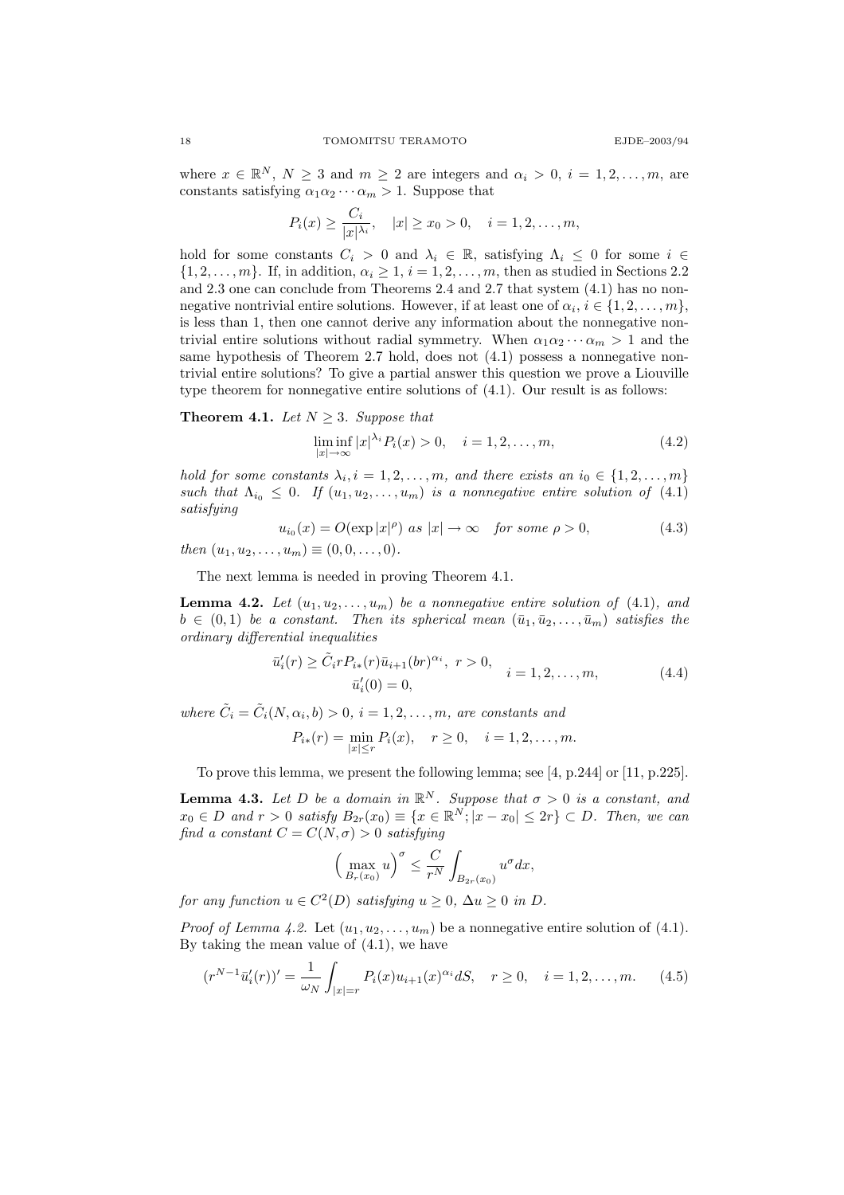where $x \in \mathbb{R}^N$, $N \geq 3$ and $m \geq 2$ are integers and $\alpha_i > 0$, $i = 1, 2, \ldots, m$, are constants satisfying $\alpha_1\alpha_2\cdots\alpha_m > 1$. Suppose that

$$P_i(x) \geq \frac{C_i}{|x|^{\lambda_i}}, \quad |x| \geq x_0 > 0, \quad i = 1, 2, \ldots, m,$$

hold for some constants $C_i > 0$ and $\lambda_i \in \mathbb{R}$, satisfying $\Lambda_i \leq 0$ for some $i \in \{1, 2, \ldots, m\}$. If, in addition, $\alpha_i \geq 1$, $i = 1, 2, \ldots, m$, then as studied in Sections 2.2 and 2.3 one can conclude from Theorems 2.4 and 2.7 that system (4.1) has no nonnegative nontrivial entire solutions. However, if at least one of $\alpha_i$, $i \in \{1, 2, \ldots, m\}$, is less than 1, then one cannot derive any information about the nonnegative nontrivial entire solutions without radial symmetry. When $\alpha_1\alpha_2\cdots\alpha_m > 1$ and the same hypothesis of Theorem 2.7 hold, does not (4.1) possess a nonnegative nontrivial entire solutions? To give a partial answer this question we prove a Liouville type theorem for nonnegative entire solutions of (4.1). Our result is as follows:

**Theorem 4.1.** *Let $N \geq 3$. Suppose that*

$$\liminf_{|x|\to\infty} |x|^{\lambda_i} P_i(x) > 0, \quad i = 1, 2, \ldots, m, \tag{4.2}$$

*hold for some constants $\lambda_i, i = 1, 2, \ldots, m$, and there exists an $i_0 \in \{1, 2, \ldots, m\}$ such that $\Lambda_{i_0} \leq 0$. If $(u_1, u_2, \ldots, u_m)$ is a nonnegative entire solution of (4.1) satisfying*

$$u_{i_0}(x) = O(\exp|x|^\rho) \text{ as } |x| \to \infty \quad \text{for some } \rho > 0, \tag{4.3}$$

*then $(u_1, u_2, \ldots, u_m) \equiv (0, 0, \ldots, 0)$.*

The next lemma is needed in proving Theorem 4.1.

**Lemma 4.2.** *Let $(u_1, u_2, \ldots, u_m)$ be a nonnegative entire solution of (4.1), and $b \in (0, 1)$ be a constant. Then its spherical mean $(\bar{u}_1, \bar{u}_2, \ldots, \bar{u}_m)$ satisfies the ordinary differential inequalities*

$$\begin{aligned} \bar{u}_i'(r) \geq \tilde{C}_i r P_{i*}(r) \bar{u}_{i+1}(br)^{\alpha_i},\ r > 0, \\ \bar{u}_i'(0) = 0, \end{aligned} \quad i = 1, 2, \ldots, m, \tag{4.4}$$

*where $\tilde{C}_i = \tilde{C}_i(N, \alpha_i, b) > 0$, $i = 1, 2, \ldots, m$, are constants and*

$$P_{i*}(r) = \min_{|x|\leq r} P_i(x), \quad r \geq 0, \quad i = 1, 2, \ldots, m.$$

To prove this lemma, we present the following lemma; see [4, p.244] or [11, p.225].

**Lemma 4.3.** *Let $D$ be a domain in $\mathbb{R}^N$. Suppose that $\sigma > 0$ is a constant, and $x_0 \in D$ and $r > 0$ satisfy $B_{2r}(x_0) \equiv \{x \in \mathbb{R}^N; |x - x_0| \leq 2r\} \subset D$. Then, we can find a constant $C = C(N, \sigma) > 0$ satisfying*

$$\Big(\max_{B_r(x_0)} u\Big)^\sigma \leq \frac{C}{r^N} \int_{B_{2r}(x_0)} u^\sigma dx,$$

*for any function $u \in C^2(D)$ satisfying $u \geq 0$, $\Delta u \geq 0$ in $D$.*

*Proof of Lemma 4.2.* Let $(u_1, u_2, \ldots, u_m)$ be a nonnegative entire solution of (4.1). By taking the mean value of (4.1), we have

$$(r^{N-1}\bar{u}_i'(r))' = \frac{1}{\omega_N} \int_{|x|=r} P_i(x) u_{i+1}(x)^{\alpha_i} dS, \quad r \geq 0, \quad i = 1, 2, \ldots, m. \tag{4.5}$$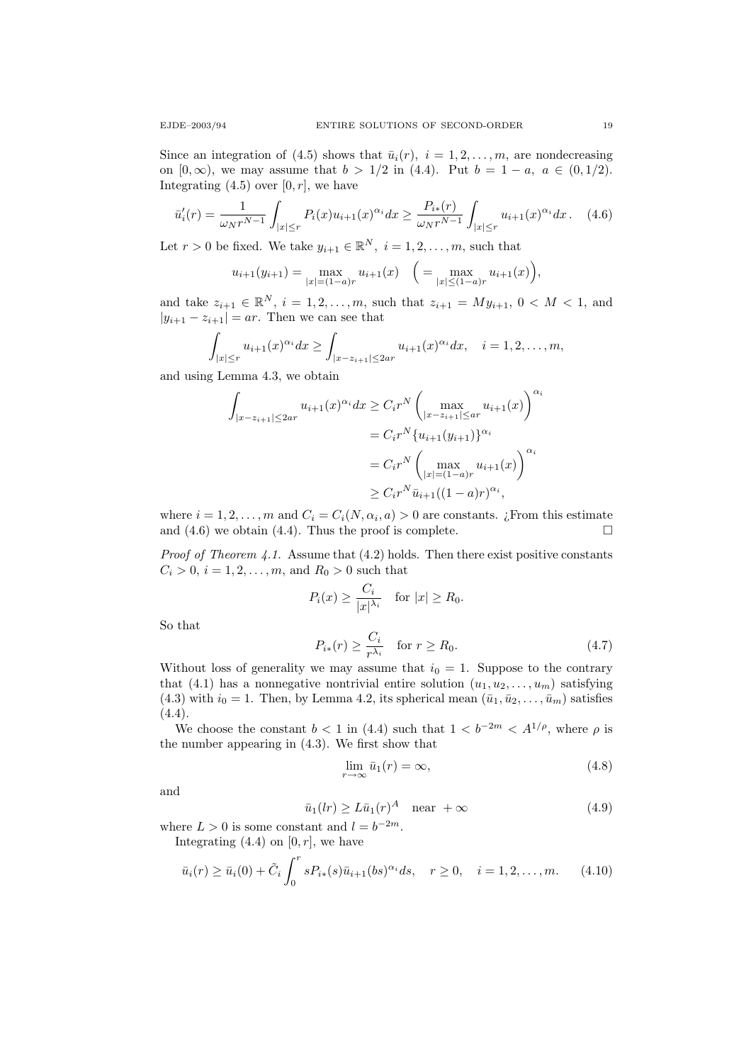Since an integration of (4.5) shows that $\bar{u}_i(r)$, $i = 1, 2, \dots, m$, are nondecreasing on $[0, \infty)$, we may assume that $b > 1/2$ in (4.4). Put $b = 1 - a$, $a \in (0, 1/2)$. Integrating (4.5) over $[0, r]$, we have

$$\bar{u}_i'(r) = \frac{1}{\omega_N r^{N-1}} \int_{|x| \le r} P_i(x) u_{i+1}(x)^{\alpha_i} dx \ge \frac{P_{i*}(r)}{\omega_N r^{N-1}} \int_{|x| \le r} u_{i+1}(x)^{\alpha_i} dx \,. \quad (4.6)$$

Let $r > 0$ be fixed. We take $y_{i+1} \in \mathbb{R}^N$, $i = 1, 2, \dots, m$, such that

$$u_{i+1}(y_{i+1}) = \max_{|x|=(1-a)r} u_{i+1}(x) \quad \Big( = \max_{|x| \le (1-a)r} u_{i+1}(x) \Big),$$

and take $z_{i+1} \in \mathbb{R}^N$, $i = 1, 2, \dots, m$, such that $z_{i+1} = M y_{i+1}$, $0 < M < 1$, and $|y_{i+1} - z_{i+1}| = ar$. Then we can see that

$$\int_{|x| \le r} u_{i+1}(x)^{\alpha_i} dx \ge \int_{|x - z_{i+1}| \le 2ar} u_{i+1}(x)^{\alpha_i} dx, \quad i = 1, 2, \dots, m,$$

and using Lemma 4.3, we obtain

$$\begin{aligned}
\int_{|x - z_{i+1}| \le 2ar} u_{i+1}(x)^{\alpha_i} dx &\ge C_i r^N \left( \max_{|x - z_{i+1}| \le ar} u_{i+1}(x) \right)^{\alpha_i} \\
&= C_i r^N \{ u_{i+1}(y_{i+1}) \}^{\alpha_i} \\
&= C_i r^N \left( \max_{|x|=(1-a)r} u_{i+1}(x) \right)^{\alpha_i} \\
&\ge C_i r^N \bar{u}_{i+1}((1-a)r)^{\alpha_i},
\end{aligned}$$

where $i = 1, 2, \dots, m$ and $C_i = C_i(N, \alpha_i, a) > 0$ are constants. ¿From this estimate and (4.6) we obtain (4.4). Thus the proof is complete. $\square$

*Proof of Theorem 4.1.* Assume that (4.2) holds. Then there exist positive constants $C_i > 0$, $i = 1, 2, \dots, m$, and $R_0 > 0$ such that

$$P_i(x) \ge \frac{C_i}{|x|^{\lambda_i}} \quad \text{for } |x| \ge R_0.$$

So that

$$P_{i*}(r) \ge \frac{C_i}{r^{\lambda_i}} \quad \text{for } r \ge R_0. \quad (4.7)$$

Without loss of generality we may assume that $i_0 = 1$. Suppose to the contrary that (4.1) has a nonnegative nontrivial entire solution $(u_1, u_2, \dots, u_m)$ satisfying (4.3) with $i_0 = 1$. Then, by Lemma 4.2, its spherical mean $(\bar{u}_1, \bar{u}_2, \dots, \bar{u}_m)$ satisfies (4.4).

We choose the constant $b < 1$ in (4.4) such that $1 < b^{-2m} < A^{1/\rho}$, where $\rho$ is the number appearing in (4.3). We first show that

$$\lim_{r \to \infty} \bar{u}_1(r) = \infty, \quad (4.8)$$

and

$$\bar{u}_1(lr) \ge L \bar{u}_1(r)^A \quad \text{near } +\infty \quad (4.9)$$

where $L > 0$ is some constant and $l = b^{-2m}$.

Integrating (4.4) on $[0, r]$, we have

$$\bar{u}_i(r) \ge \bar{u}_i(0) + \tilde{C}_i \int_0^r s P_{i*}(s) \bar{u}_{i+1}(bs)^{\alpha_i} ds, \quad r \ge 0, \quad i = 1, 2, \dots, m. \quad (4.10)$$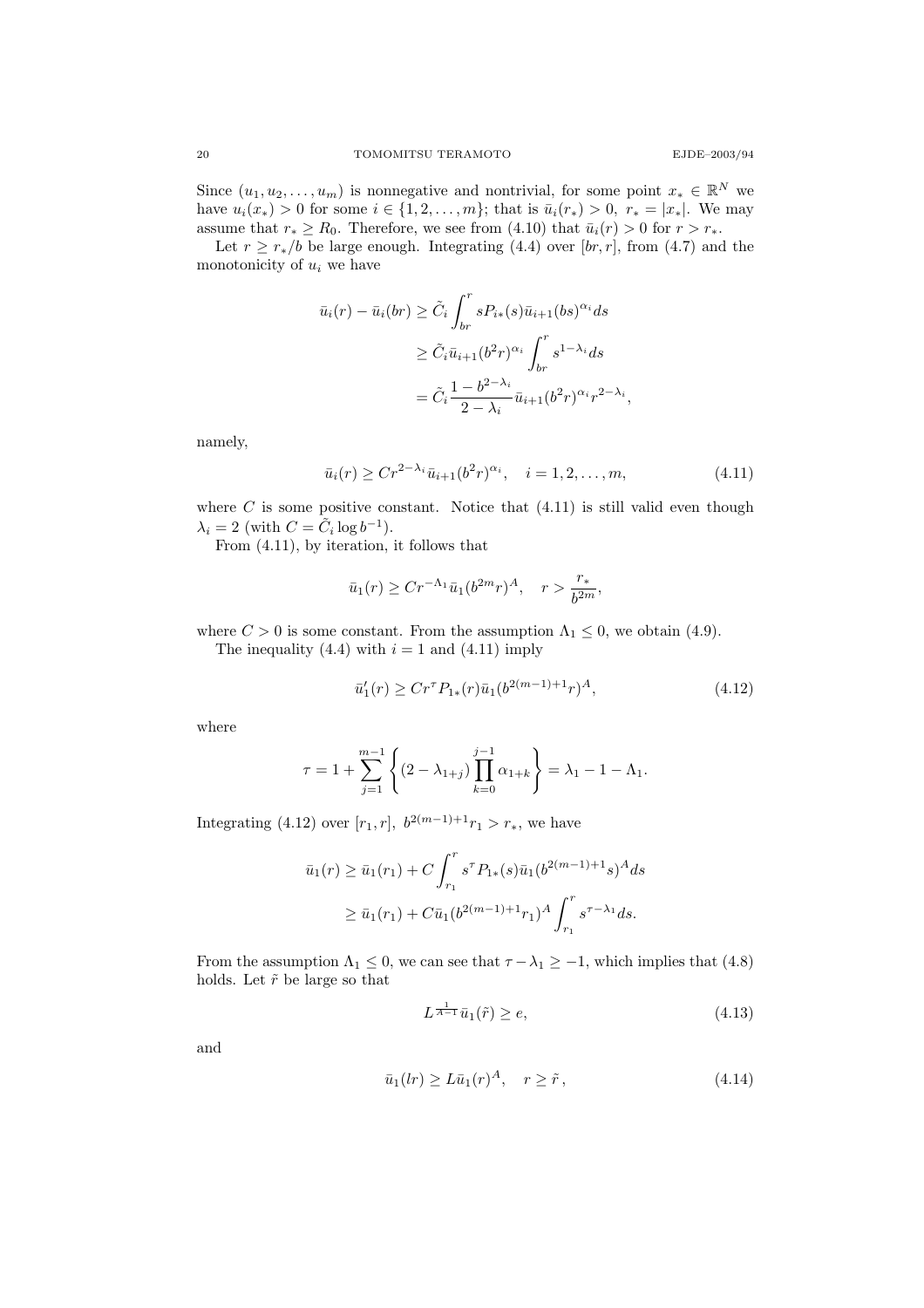Since $(u_1, u_2, \dots, u_m)$ is nonnegative and nontrivial, for some point $x_* \in \mathbb{R}^N$ we have $u_i(x_*) > 0$ for some $i \in \{1, 2, \dots, m\}$; that is $\bar{u}_i(r_*) > 0$, $r_* = |x_*|$. We may assume that $r_* \geq R_0$. Therefore, we see from (4.10) that $\bar{u}_i(r) > 0$ for $r > r_*$.

Let $r \geq r_*/b$ be large enough. Integrating (4.4) over $[br, r]$, from (4.7) and the monotonicity of $u_i$ we have

$$
\begin{aligned}
\bar{u}_i(r) - \bar{u}_i(br) &\geq \tilde{C}_i \int_{br}^{r} s P_{i*}(s) \bar{u}_{i+1}(bs)^{\alpha_i} ds \\
&\geq \tilde{C}_i \bar{u}_{i+1}(b^2 r)^{\alpha_i} \int_{br}^{r} s^{1-\lambda_i} ds \\
&= \tilde{C}_i \frac{1 - b^{2-\lambda_i}}{2 - \lambda_i} \bar{u}_{i+1}(b^2 r)^{\alpha_i} r^{2-\lambda_i},
\end{aligned}
$$

namely,

$$
\bar{u}_i(r) \geq C r^{2-\lambda_i} \bar{u}_{i+1}(b^2 r)^{\alpha_i}, \quad i = 1, 2, \dots, m, \tag{4.11}
$$

where $C$ is some positive constant. Notice that (4.11) is still valid even though $\lambda_i = 2$ (with $C = \tilde{C}_i \log b^{-1}$).

From (4.11), by iteration, it follows that

$$
\bar{u}_1(r) \geq C r^{-\Lambda_1} \bar{u}_1(b^{2m} r)^A, \quad r > \frac{r_*}{b^{2m}},
$$

where $C > 0$ is some constant. From the assumption $\Lambda_1 \leq 0$, we obtain (4.9).

The inequality (4.4) with $i = 1$ and (4.11) imply

$$
\bar{u}_1'(r) \geq C r^{\tau} P_{1*}(r) \bar{u}_1(b^{2(m-1)+1} r)^A, \tag{4.12}
$$

where

$$
\tau = 1 + \sum_{j=1}^{m-1} \left\{ (2 - \lambda_{1+j}) \prod_{k=0}^{j-1} \alpha_{1+k} \right\} = \lambda_1 - 1 - \Lambda_1.
$$

Integrating (4.12) over $[r_1, r]$, $b^{2(m-1)+1} r_1 > r_*$, we have

$$
\begin{aligned}
\bar{u}_1(r) &\geq \bar{u}_1(r_1) + C \int_{r_1}^{r} s^{\tau} P_{1*}(s) \bar{u}_1(b^{2(m-1)+1} s)^A ds \\
&\geq \bar{u}_1(r_1) + C \bar{u}_1(b^{2(m-1)+1} r_1)^A \int_{r_1}^{r} s^{\tau - \lambda_1} ds.
\end{aligned}
$$

From the assumption $\Lambda_1 \leq 0$, we can see that $\tau - \lambda_1 \geq -1$, which implies that (4.8) holds. Let $\tilde{r}$ be large so that

$$
L^{\frac{1}{A-1}} \bar{u}_1(\tilde{r}) \geq e, \tag{4.13}
$$

and

$$
\bar{u}_1(lr) \geq L \bar{u}_1(r)^A, \quad r \geq \tilde{r}\,, \tag{4.14}
$$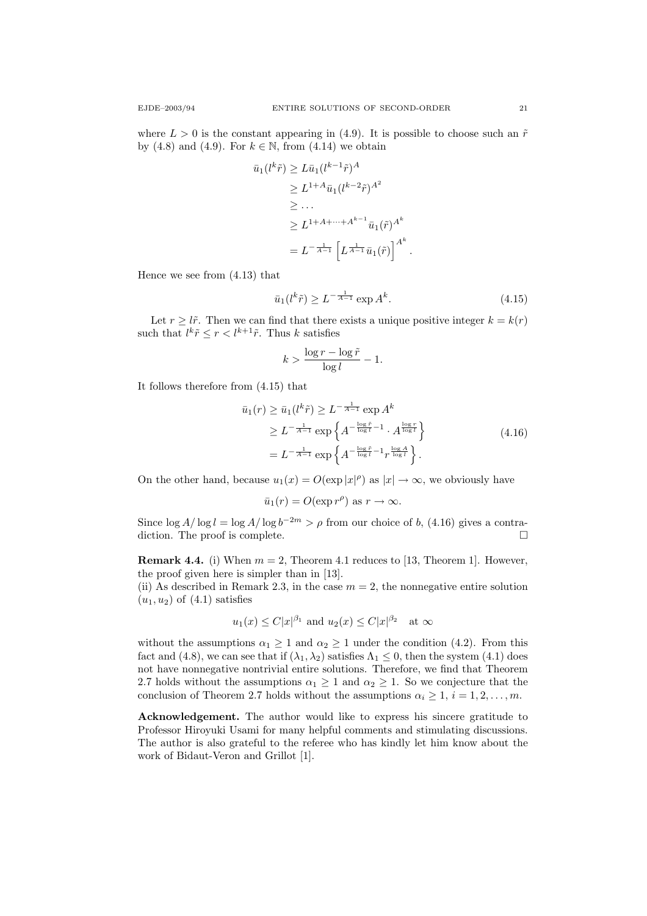where $L > 0$ is the constant appearing in (4.9). It is possible to choose such an $\tilde{r}$ by (4.8) and (4.9). For $k \in \mathbb{N}$, from (4.14) we obtain

$$
\begin{aligned}
\bar{u}_1(l^k\tilde{r}) &\geq L\bar{u}_1(l^{k-1}\tilde{r})^A \\
&\geq L^{1+A}\bar{u}_1(l^{k-2}\tilde{r})^{A^2} \\
&\geq \dots \\
&\geq L^{1+A+\cdots+A^{k-1}}\bar{u}_1(\tilde{r})^{A^k} \\
&= L^{-\frac{1}{A-1}}\left[L^{\frac{1}{A-1}}\bar{u}_1(\tilde{r})\right]^{A^k}.
\end{aligned}
$$

Hence we see from (4.13) that

$$
\bar{u}_1(l^k\tilde{r}) \geq L^{-\frac{1}{A-1}}\exp A^k. \tag{4.15}
$$

Let $r \geq l\tilde{r}$. Then we can find that there exists a unique positive integer $k = k(r)$ such that $l^k\tilde{r} \leq r < l^{k+1}\tilde{r}$. Thus $k$ satisfies

$$
k > \frac{\log r - \log \tilde{r}}{\log l} - 1.
$$

It follows therefore from (4.15) that

$$
\begin{aligned}
\bar{u}_1(r) \geq \bar{u}_1(l^k\tilde{r}) &\geq L^{-\frac{1}{A-1}}\exp A^k \\
&\geq L^{-\frac{1}{A-1}}\exp\left\{A^{-\frac{\log\tilde{r}}{\log l}-1}\cdot A^{\frac{\log r}{\log l}}\right\} \\
&= L^{-\frac{1}{A-1}}\exp\left\{A^{-\frac{\log\tilde{r}}{\log l}-1}r^{\frac{\log A}{\log l}}\right\}.
\end{aligned} \tag{4.16}
$$

On the other hand, because $u_1(x) = O(\exp|x|^\rho)$ as $|x| \to \infty$, we obviously have

$$
\bar{u}_1(r) = O(\exp r^\rho) \text{ as } r \to \infty.
$$

Since $\log A/\log l = \log A/\log b^{-2m} > \rho$ from our choice of $b$, (4.16) gives a contradiction. The proof is complete. $\square$

**Remark 4.4.** (i) When $m = 2$, Theorem 4.1 reduces to [13, Theorem 1]. However, the proof given here is simpler than in [13].
(ii) As described in Remark 2.3, in the case $m = 2$, the nonnegative entire solution $(u_1, u_2)$ of (4.1) satisfies

$$
u_1(x) \leq C|x|^{\beta_1} \text{ and } u_2(x) \leq C|x|^{\beta_2} \quad \text{at } \infty
$$

without the assumptions $\alpha_1 \geq 1$ and $\alpha_2 \geq 1$ under the condition (4.2). From this fact and (4.8), we can see that if $(\lambda_1, \lambda_2)$ satisfies $\Lambda_1 \leq 0$, then the system (4.1) does not have nonnegative nontrivial entire solutions. Therefore, we find that Theorem 2.7 holds without the assumptions $\alpha_1 \geq 1$ and $\alpha_2 \geq 1$. So we conjecture that the conclusion of Theorem 2.7 holds without the assumptions $\alpha_i \geq 1$, $i = 1, 2, \dots, m$.

**Acknowledgement.** The author would like to express his sincere gratitude to Professor Hiroyuki Usami for many helpful comments and stimulating discussions. The author is also grateful to the referee who has kindly let him know about the work of Bidaut-Veron and Grillot [1].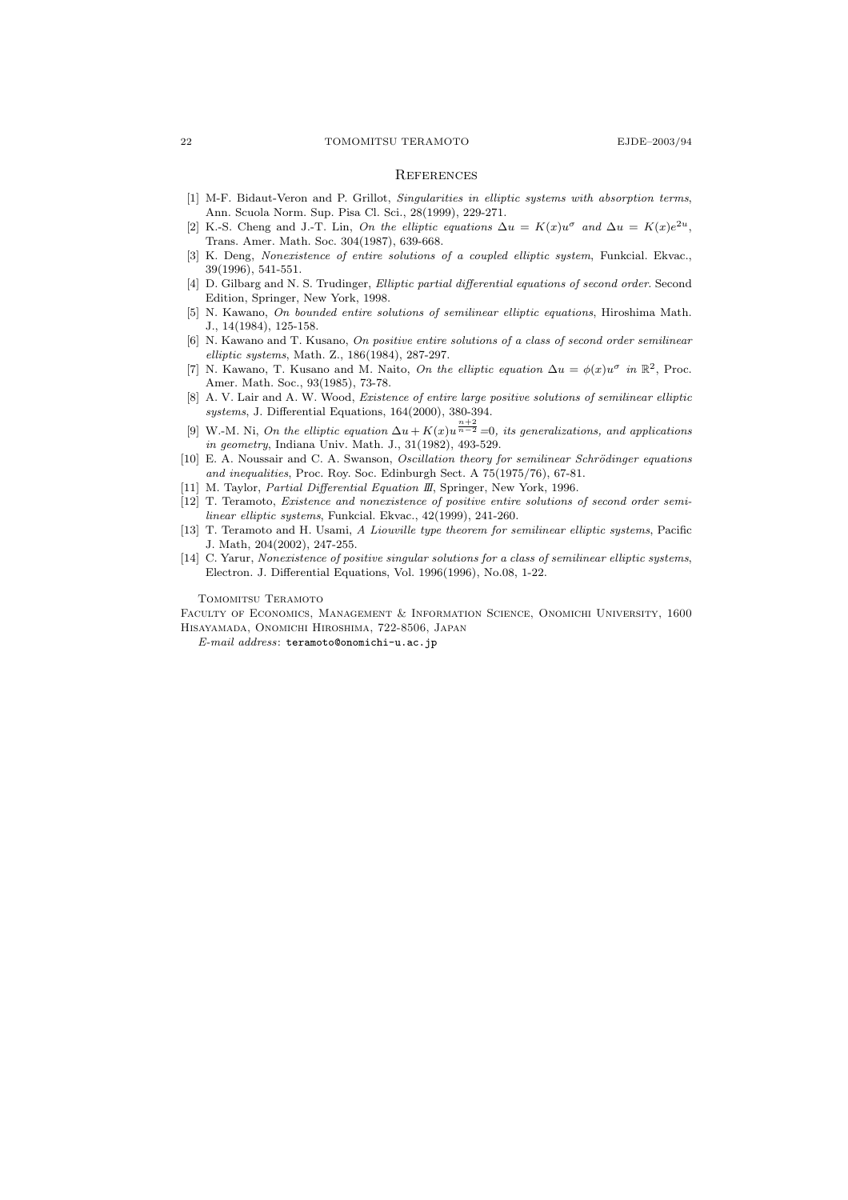## References

[1] M-F. Bidaut-Veron and P. Grillot, *Singularities in elliptic systems with absorption terms*, Ann. Scuola Norm. Sup. Pisa Cl. Sci., 28(1999), 229-271.

[2] K.-S. Cheng and J.-T. Lin, *On the elliptic equations $\Delta u = K(x)u^{\sigma}$ and $\Delta u = K(x)e^{2u}$*, Trans. Amer. Math. Soc. 304(1987), 639-668.

[3] K. Deng, *Nonexistence of entire solutions of a coupled elliptic system*, Funkcial. Ekvac., 39(1996), 541-551.

[4] D. Gilbarg and N. S. Trudinger, *Elliptic partial differential equations of second order*. Second Edition, Springer, New York, 1998.

[5] N. Kawano, *On bounded entire solutions of semilinear elliptic equations*, Hiroshima Math. J., 14(1984), 125-158.

[6] N. Kawano and T. Kusano, *On positive entire solutions of a class of second order semilinear elliptic systems*, Math. Z., 186(1984), 287-297.

[7] N. Kawano, T. Kusano and M. Naito, *On the elliptic equation $\Delta u = \phi(x)u^{\sigma}$ in $\mathbb{R}^2$*, Proc. Amer. Math. Soc., 93(1985), 73-78.

[8] A. V. Lair and A. W. Wood, *Existence of entire large positive solutions of semilinear elliptic systems*, J. Differential Equations, 164(2000), 380-394.

[9] W.-M. Ni, *On the elliptic equation $\Delta u + K(x)u^{\frac{n+2}{n-2}}=0$, its generalizations, and applications in geometry*, Indiana Univ. Math. J., 31(1982), 493-529.

[10] E. A. Noussair and C. A. Swanson, *Oscillation theory for semilinear Schrödinger equations and inequalities*, Proc. Roy. Soc. Edinburgh Sect. A 75(1975/76), 67-81.

[11] M. Taylor, *Partial Differential Equation III*, Springer, New York, 1996.

[12] T. Teramoto, *Existence and nonexistence of positive entire solutions of second order semilinear elliptic systems*, Funkcial. Ekvac., 42(1999), 241-260.

[13] T. Teramoto and H. Usami, *A Liouville type theorem for semilinear elliptic systems*, Pacific J. Math, 204(2002), 247-255.

[14] C. Yarur, *Nonexistence of positive singular solutions for a class of semilinear elliptic systems*, Electron. J. Differential Equations, Vol. 1996(1996), No.08, 1-22.

Tomomitsu Teramoto

Faculty of Economics, Management & Information Science, Onomichi University, 1600 Hisayamada, Onomichi Hiroshima, 722-8506, Japan

*E-mail address*: teramoto@onomichi-u.ac.jp